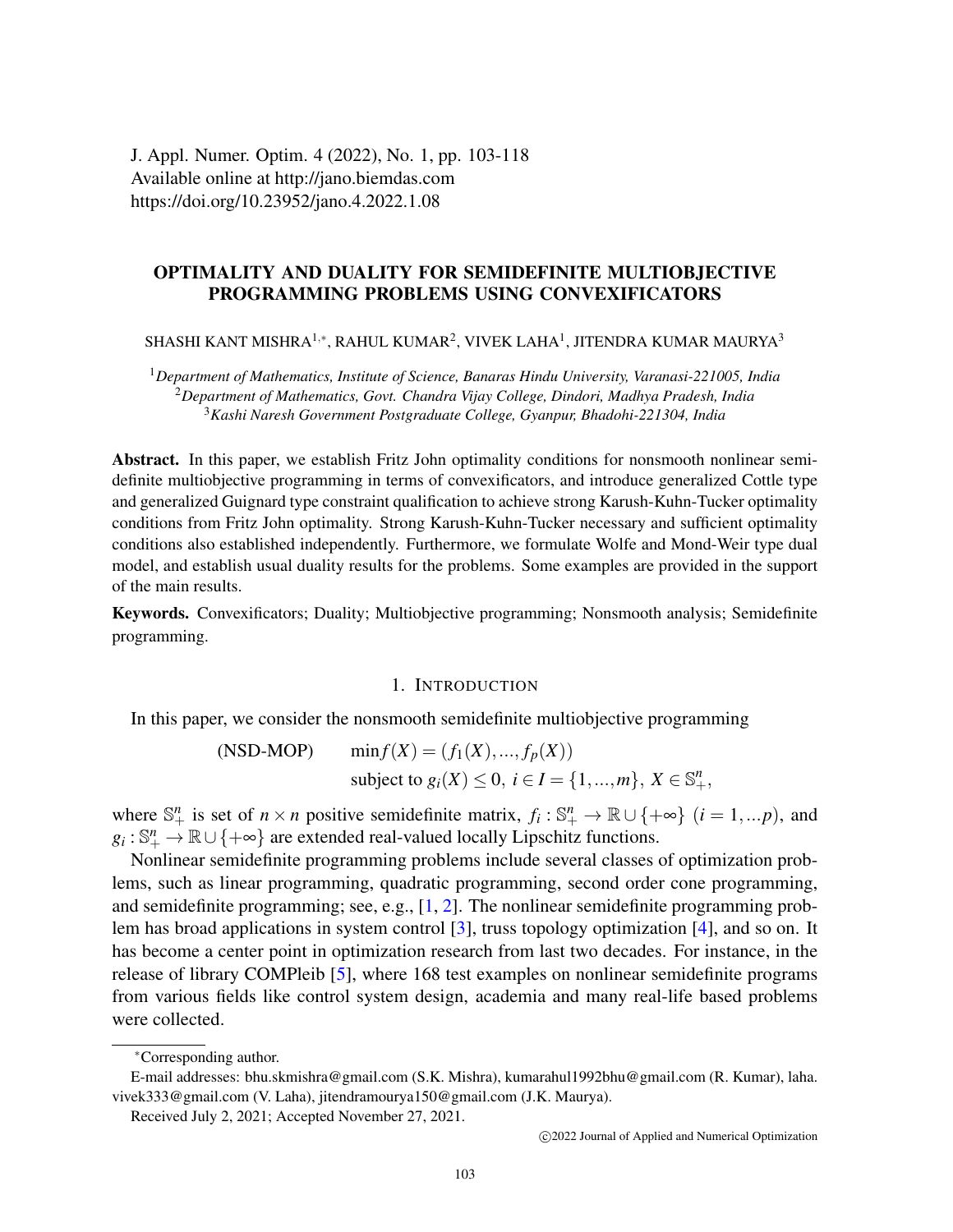J. Appl. Numer. Optim. 4 (2022), No. 1, pp. 103-118
Available online at http://jano.biemdas.com
https://doi.org/10.23952/jano.4.2022.1.08

# OPTIMALITY AND DUALITY FOR SEMIDEFINITE MULTIOBJECTIVE PROGRAMMING PROBLEMS USING CONVEXIFICATORS

SHASHI KANT MISHRA[1,*], RAHUL KUMAR[2], VIVEK LAHA[1], JITENDRA KUMAR MAURYA[3]

[1]*Department of Mathematics, Institute of Science, Banaras Hindu University, Varanasi-221005, India*
[2]*Department of Mathematics, Govt. Chandra Vijay College, Dindori, Madhya Pradesh, India*
[3]*Kashi Naresh Government Postgraduate College, Gyanpur, Bhadohi-221304, India*

**Abstract.** In this paper, we establish Fritz John optimality conditions for nonsmooth nonlinear semidefinite multiobjective programming in terms of convexificators, and introduce generalized Cottle type and generalized Guignard type constraint qualification to achieve strong Karush-Kuhn-Tucker optimality conditions from Fritz John optimality. Strong Karush-Kuhn-Tucker necessary and sufficient optimality conditions also established independently. Furthermore, we formulate Wolfe and Mond-Weir type dual model, and establish usual duality results for the problems. Some examples are provided in the support of the main results.

**Keywords.** Convexificators; Duality; Multiobjective programming; Nonsmooth analysis; Semidefinite programming.

## 1. Introduction

In this paper, we consider the nonsmooth semidefinite multiobjective programming

$$\text{(NSD-MOP)} \qquad \min f(X) = (f_1(X), ..., f_p(X))$$
$$\text{subject to } g_i(X) \leq 0,\ i \in I = \{1, ..., m\},\ X \in \mathbb{S}^n_+,$$

where $\mathbb{S}^n_+$ is set of $n \times n$ positive semidefinite matrix, $f_i : \mathbb{S}^n_+ \to \mathbb{R} \cup \{+\infty\}$ $(i = 1, ...p)$, and $g_i : \mathbb{S}^n_+ \to \mathbb{R} \cup \{+\infty\}$ are extended real-valued locally Lipschitz functions.

Nonlinear semidefinite programming problems include several classes of optimization problems, such as linear programming, quadratic programming, second order cone programming, and semidefinite programming; see, e.g., [1, 2]. The nonlinear semidefinite programming problem has broad applications in system control [3], truss topology optimization [4], and so on. It has become a center point in optimization research from last two decades. For instance, in the release of library COMPleib [5], where 168 test examples on nonlinear semidefinite programs from various fields like control system design, academia and many real-life based problems were collected.

---

*Corresponding author.

E-mail addresses: bhu.skmishra@gmail.com (S.K. Mishra), kumarahul1992bhu@gmail.com (R. Kumar), laha.vivek333@gmail.com (V. Laha), jitendramourya150@gmail.com (J.K. Maurya).

Received July 2, 2021; Accepted November 27, 2021.

©2022 Journal of Applied and Numerical Optimization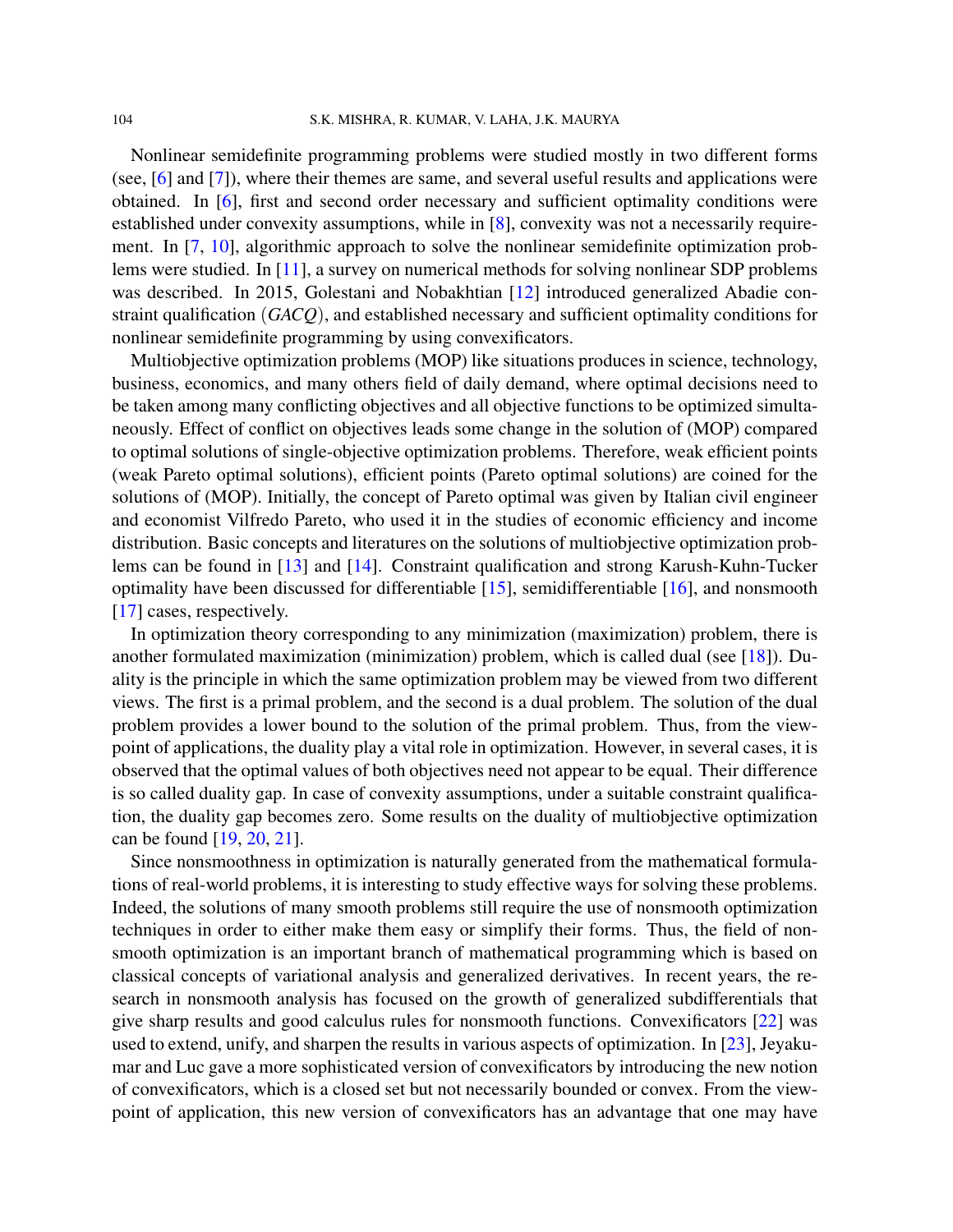Nonlinear semidefinite programming problems were studied mostly in two different forms (see, [6] and [7]), where their themes are same, and several useful results and applications were obtained. In [6], first and second order necessary and sufficient optimality conditions were established under convexity assumptions, while in [8], convexity was not a necessarily requirement. In [7, 10], algorithmic approach to solve the nonlinear semidefinite optimization problems were studied. In [11], a survey on numerical methods for solving nonlinear SDP problems was described. In 2015, Golestani and Nobakhtian [12] introduced generalized Abadie constraint qualification ($GACQ$), and established necessary and sufficient optimality conditions for nonlinear semidefinite programming by using convexificators.

Multiobjective optimization problems (MOP) like situations produces in science, technology, business, economics, and many others field of daily demand, where optimal decisions need to be taken among many conflicting objectives and all objective functions to be optimized simultaneously. Effect of conflict on objectives leads some change in the solution of (MOP) compared to optimal solutions of single-objective optimization problems. Therefore, weak efficient points (weak Pareto optimal solutions), efficient points (Pareto optimal solutions) are coined for the solutions of (MOP). Initially, the concept of Pareto optimal was given by Italian civil engineer and economist Vilfredo Pareto, who used it in the studies of economic efficiency and income distribution. Basic concepts and literatures on the solutions of multiobjective optimization problems can be found in [13] and [14]. Constraint qualification and strong Karush-Kuhn-Tucker optimality have been discussed for differentiable [15], semidifferentiable [16], and nonsmooth [17] cases, respectively.

In optimization theory corresponding to any minimization (maximization) problem, there is another formulated maximization (minimization) problem, which is called dual (see [18]). Duality is the principle in which the same optimization problem may be viewed from two different views. The first is a primal problem, and the second is a dual problem. The solution of the dual problem provides a lower bound to the solution of the primal problem. Thus, from the viewpoint of applications, the duality play a vital role in optimization. However, in several cases, it is observed that the optimal values of both objectives need not appear to be equal. Their difference is so called duality gap. In case of convexity assumptions, under a suitable constraint qualification, the duality gap becomes zero. Some results on the duality of multiobjective optimization can be found [19, 20, 21].

Since nonsmoothness in optimization is naturally generated from the mathematical formulations of real-world problems, it is interesting to study effective ways for solving these problems. Indeed, the solutions of many smooth problems still require the use of nonsmooth optimization techniques in order to either make them easy or simplify their forms. Thus, the field of nonsmooth optimization is an important branch of mathematical programming which is based on classical concepts of variational analysis and generalized derivatives. In recent years, the research in nonsmooth analysis has focused on the growth of generalized subdifferentials that give sharp results and good calculus rules for nonsmooth functions. Convexificators [22] was used to extend, unify, and sharpen the results in various aspects of optimization. In [23], Jeyakumar and Luc gave a more sophisticated version of convexificators by introducing the new notion of convexificators, which is a closed set but not necessarily bounded or convex. From the viewpoint of application, this new version of convexificators has an advantage that one may have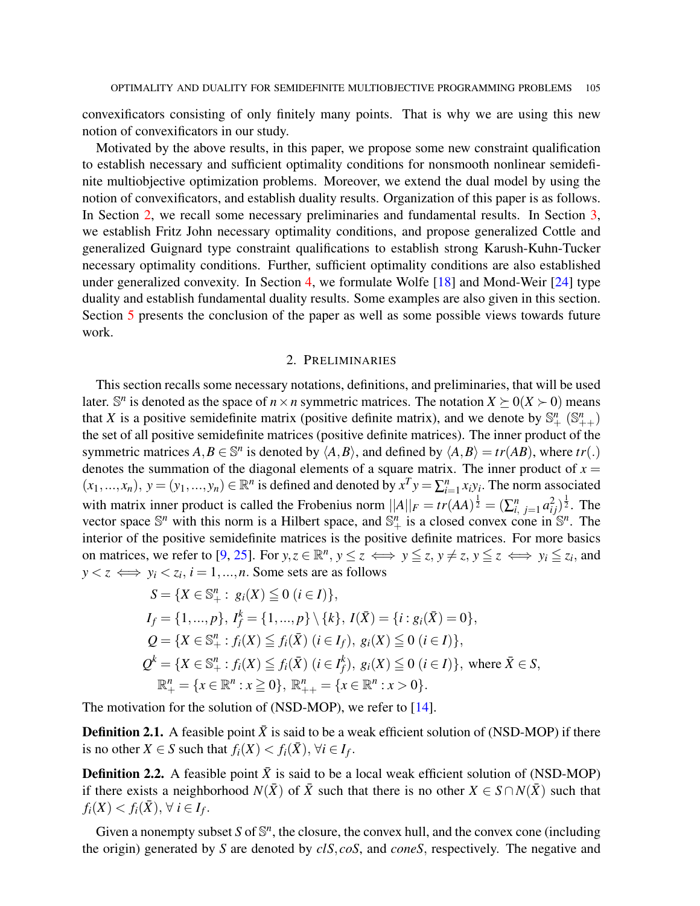convexificators consisting of only finitely many points. That is why we are using this new notion of convexificators in our study.

Motivated by the above results, in this paper, we propose some new constraint qualification to establish necessary and sufficient optimality conditions for nonsmooth nonlinear semidefinite multiobjective optimization problems. Moreover, we extend the dual model by using the notion of convexificators, and establish duality results. Organization of this paper is as follows. In Section 2, we recall some necessary preliminaries and fundamental results. In Section 3, we establish Fritz John necessary optimality conditions, and propose generalized Cottle and generalized Guignard type constraint qualifications to establish strong Karush-Kuhn-Tucker necessary optimality conditions. Further, sufficient optimality conditions are also established under generalized convexity. In Section 4, we formulate Wolfe [18] and Mond-Weir [24] type duality and establish fundamental duality results. Some examples are also given in this section. Section 5 presents the conclusion of the paper as well as some possible views towards future work.

## 2. Preliminaries

This section recalls some necessary notations, definitions, and preliminaries, that will be used later. $\mathbb{S}^n$ is denoted as the space of $n \times n$ symmetric matrices. The notation $X \succeq 0 (X \succ 0)$ means that $X$ is a positive semidefinite matrix (positive definite matrix), and we denote by $\mathbb{S}^n_+$ ($\mathbb{S}^n_{++}$) the set of all positive semidefinite matrices (positive definite matrices). The inner product of the symmetric matrices $A, B \in \mathbb{S}^n$ is denoted by $\langle A, B \rangle$, and defined by $\langle A, B \rangle = tr(AB)$, where $tr(.)$ denotes the summation of the diagonal elements of a square matrix. The inner product of $x = (x_1, ..., x_n)$, $y = (y_1, ..., y_n) \in \mathbb{R}^n$ is defined and denoted by $x^T y = \sum_{i=1}^n x_i y_i$. The norm associated with matrix inner product is called the Frobenius norm $||A||_F = tr(AA)^{\frac{1}{2}} = (\sum_{i,\ j=1}^n a_{ij}^2)^{\frac{1}{2}}$. The vector space $\mathbb{S}^n$ with this norm is a Hilbert space, and $\mathbb{S}^n_+$ is a closed convex cone in $\mathbb{S}^n$. The interior of the positive semidefinite matrices is the positive definite matrices. For more basics on matrices, we refer to [9, 25]. For $y, z \in \mathbb{R}^n$, $y \leq z \iff y \leqq z, y \neq z$, $y \leqq z \iff y_i \leqq z_i$, and $y < z \iff y_i < z_i$, $i = 1, ..., n$. Some sets are as follows

$$
\begin{aligned}
S &= \{X \in \mathbb{S}^n_+ : \ g_i(X) \leqq 0 \ (i \in I)\}, \\
I_f &= \{1, ..., p\},\ I_f^k = \{1, ..., p\} \setminus \{k\},\ I(\bar{X}) = \{i : g_i(\bar{X}) = 0\}, \\
Q &= \{X \in \mathbb{S}^n_+ : f_i(X) \leqq f_i(\bar{X}) \ (i \in I_f),\ g_i(X) \leqq 0 \ (i \in I)\}, \\
Q^k &= \{X \in \mathbb{S}^n_+ : f_i(X) \leqq f_i(\bar{X}) \ (i \in I_f^k),\ g_i(X) \leqq 0 \ (i \in I)\}, \text{ where } \bar{X} \in S, \\
\mathbb{R}^n_+ &= \{x \in \mathbb{R}^n : x \geqq 0\},\ \mathbb{R}^n_{++} = \{x \in \mathbb{R}^n : x > 0\}.
\end{aligned}
$$

The motivation for the solution of (NSD-MOP), we refer to [14].

**Definition 2.1.** A feasible point $\bar{X}$ is said to be a weak efficient solution of (NSD-MOP) if there is no other $X \in S$ such that $f_i(X) < f_i(\bar{X})$, $\forall i \in I_f$.

**Definition 2.2.** A feasible point $\bar{X}$ is said to be a local weak efficient solution of (NSD-MOP) if there exists a neighborhood $N(\bar{X})$ of $\bar{X}$ such that there is no other $X \in S \cap N(\bar{X})$ such that $f_i(X) < f_i(\bar{X})$, $\forall\ i \in I_f$.

Given a nonempty subset $S$ of $\mathbb{S}^n$, the closure, the convex hull, and the convex cone (including the origin) generated by $S$ are denoted by $clS, coS$, and $coneS$, respectively. The negative and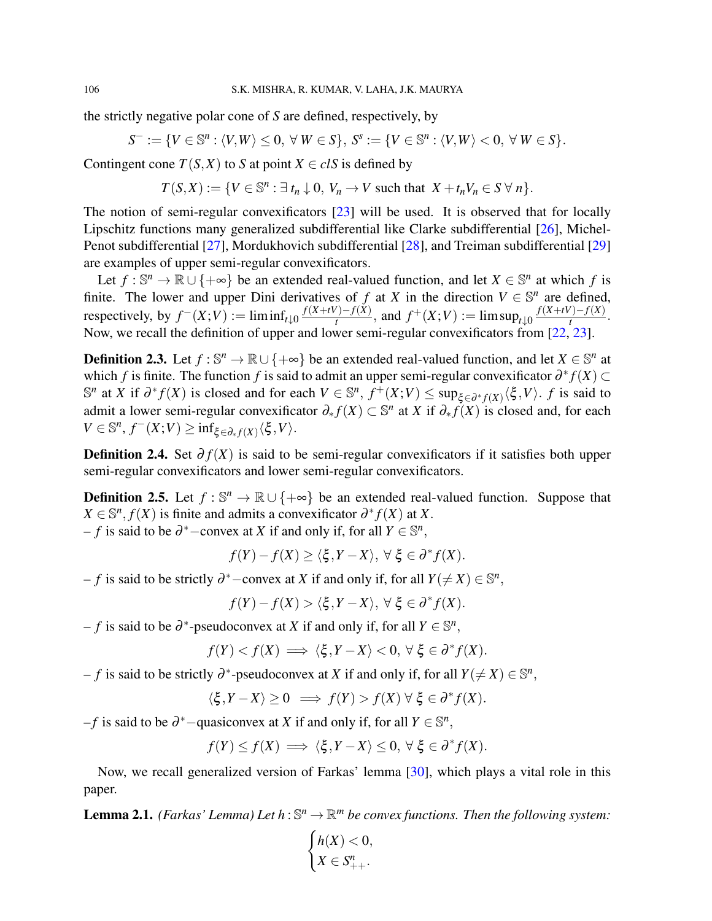the strictly negative polar cone of $S$ are defined, respectively, by

$$S^{-} := \{V \in \mathbb{S}^n : \langle V, W \rangle \leq 0, \ \forall \ W \in S\}, \ S^{s} := \{V \in \mathbb{S}^n : \langle V, W \rangle < 0, \ \forall \ W \in S\}.$$

Contingent cone $T(S,X)$ to $S$ at point $X \in clS$ is defined by

$$T(S,X) := \{V \in \mathbb{S}^n : \exists \ t_n \downarrow 0, \ V_n \to V \text{ such that } \ X + t_n V_n \in S \ \forall \ n\}.$$

The notion of semi-regular convexificators [23] will be used. It is observed that for locally Lipschitz functions many generalized subdifferential like Clarke subdifferential [26], Michel-Penot subdifferential [27], Mordukhovich subdifferential [28], and Treiman subdifferential [29] are examples of upper semi-regular convexificators.

Let $f : \mathbb{S}^n \to \mathbb{R} \cup \{+\infty\}$ be an extended real-valued function, and let $X \in \mathbb{S}^n$ at which $f$ is finite. The lower and upper Dini derivatives of $f$ at $X$ in the direction $V \in \mathbb{S}^n$ are defined, respectively, by $f^{-}(X;V) := \liminf_{t \downarrow 0} \frac{f(X+tV)-f(X)}{t}$, and $f^{+}(X;V) := \limsup_{t \downarrow 0} \frac{f(X+tV)-f(X)}{t}$. Now, we recall the definition of upper and lower semi-regular convexificators from [22, 23].

**Definition 2.3.** Let $f : \mathbb{S}^n \to \mathbb{R} \cup \{+\infty\}$ be an extended real-valued function, and let $X \in \mathbb{S}^n$ at which $f$ is finite. The function $f$ is said to admit an upper semi-regular convexificator $\partial^* f(X) \subset \mathbb{S}^n$ at $X$ if $\partial^* f(X)$ is closed and for each $V \in \mathbb{S}^n$, $f^{+}(X;V) \leq \sup_{\xi \in \partial^* f(X)} \langle \xi, V \rangle$. $f$ is said to admit a lower semi-regular convexificator $\partial_* f(X) \subset \mathbb{S}^n$ at $X$ if $\partial_* f(X)$ is closed and, for each $V \in \mathbb{S}^n$, $f^{-}(X;V) \geq \inf_{\xi \in \partial_* f(X)} \langle \xi, V \rangle$.

**Definition 2.4.** Set $\partial f(X)$ is said to be semi-regular convexificators if it satisfies both upper semi-regular convexificators and lower semi-regular convexificators.

**Definition 2.5.** Let $f : \mathbb{S}^n \to \mathbb{R} \cup \{+\infty\}$ be an extended real-valued function. Suppose that $X \in \mathbb{S}^n, f(X)$ is finite and admits a convexificator $\partial^* f(X)$ at $X$.

– $f$ is said to be $\partial^*-$convex at $X$ if and only if, for all $Y \in \mathbb{S}^n$,

$$f(Y) - f(X) \geq \langle \xi, Y - X \rangle, \ \forall \ \xi \in \partial^* f(X).$$

– $f$ is said to be strictly $\partial^*-$convex at $X$ if and only if, for all $Y (\neq X) \in \mathbb{S}^n$,

$$f(Y) - f(X) > \langle \xi, Y - X \rangle, \ \forall \ \xi \in \partial^* f(X).$$

– $f$ is said to be $\partial^*$-pseudoconvex at $X$ if and only if, for all $Y \in \mathbb{S}^n$,

$$f(Y) < f(X) \implies \langle \xi, Y - X \rangle < 0, \ \forall \ \xi \in \partial^* f(X).$$

– $f$ is said to be strictly $\partial^*$-pseudoconvex at $X$ if and only if, for all $Y (\neq X) \in \mathbb{S}^n$,

$$\langle \xi, Y - X \rangle \geq 0 \implies f(Y) > f(X) \ \forall \ \xi \in \partial^* f(X).$$

–$f$ is said to be $\partial^*-$quasiconvex at $X$ if and only if, for all $Y \in \mathbb{S}^n$,

$$f(Y) \leq f(X) \implies \langle \xi, Y - X \rangle \leq 0, \ \forall \ \xi \in \partial^* f(X).$$

Now, we recall generalized version of Farkas' lemma [30], which plays a vital role in this paper.

**Lemma 2.1.** *(Farkas' Lemma) Let $h : \mathbb{S}^n \to \mathbb{R}^m$ be convex functions. Then the following system:*

$$\begin{cases} h(X) < 0, \\ X \in S^n_{++}. \end{cases}$$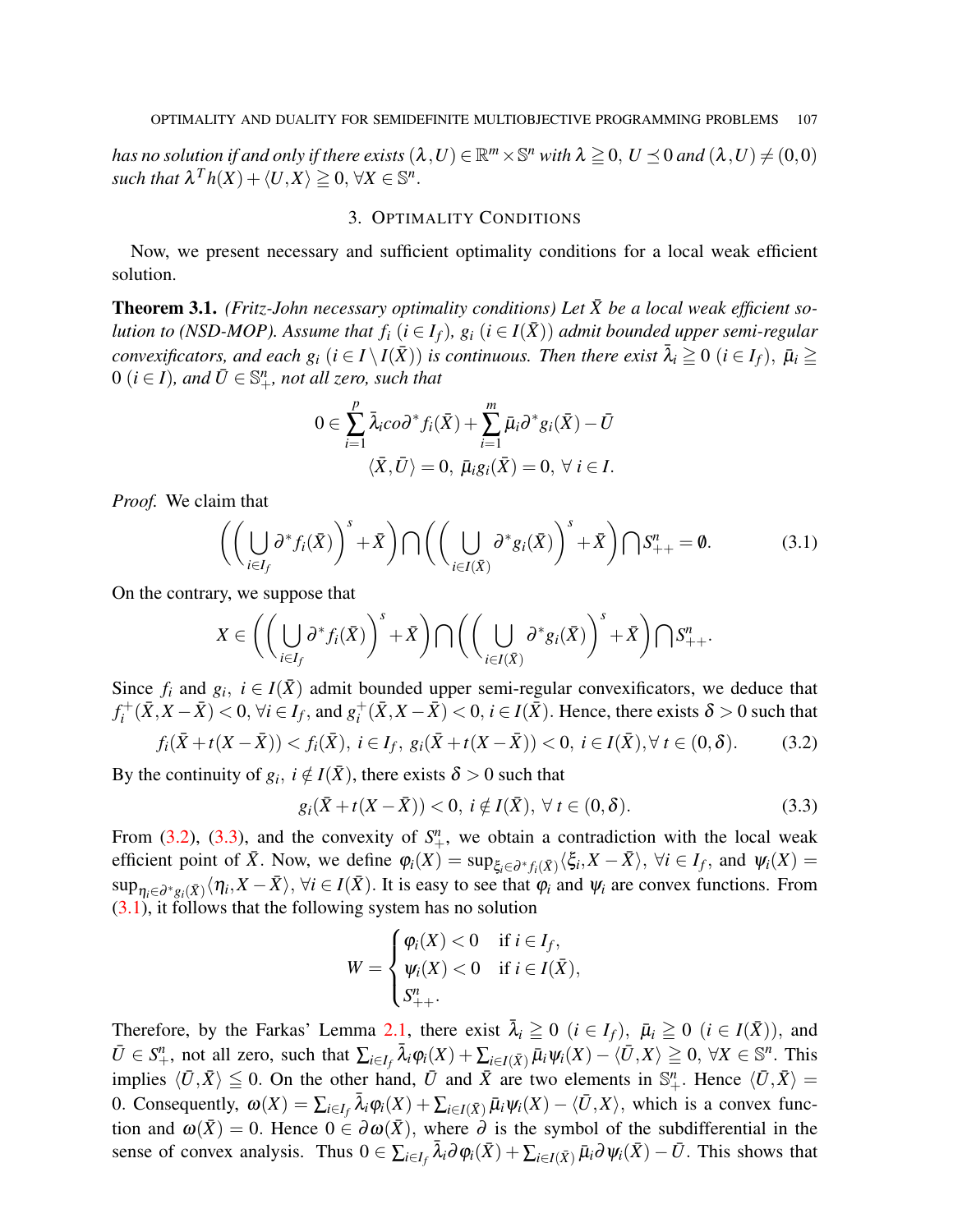*has no solution if and only if there exists* $(\lambda, U) \in \mathbb{R}^m \times \mathbb{S}^n$ *with* $\lambda \geqq 0$*,* $U \preceq 0$ *and* $(\lambda, U) \neq (0,0)$ *such that* $\lambda^T h(X) + \langle U, X\rangle \geqq 0$*,* $\forall X \in \mathbb{S}^n$*.*

## 3. Optimality Conditions

Now, we present necessary and sufficient optimality conditions for a local weak efficient solution.

**Theorem 3.1.** *(Fritz-John necessary optimality conditions) Let* $\bar{X}$ *be a local weak efficient solution to (NSD-MOP). Assume that* $f_i$ $(i \in I_f)$*,* $g_i$ $(i \in I(\bar{X}))$ *admit bounded upper semi-regular convexificators, and each* $g_i$ $(i \in I \setminus I(\bar{X}))$ *is continuous. Then there exist* $\bar{\lambda}_i \geqq 0$ $(i \in I_f)$*,* $\bar{\mu}_i \geqq 0$ $(i \in I)$*, and* $\bar{U} \in \mathbb{S}^n_+$*, not all zero, such that*

$$0 \in \sum_{i=1}^{p} \bar{\lambda}_i co\partial^* f_i(\bar{X}) + \sum_{i=1}^{m} \bar{\mu}_i \partial^* g_i(\bar{X}) - \bar{U}$$

$$\langle \bar{X}, \bar{U}\rangle = 0,\ \bar{\mu}_i g_i(\bar{X}) = 0,\ \forall\ i \in I.$$

*Proof.* We claim that

$$\left(\left(\bigcup_{i\in I_f} \partial^* f_i(\bar{X})\right)^s + \bar{X}\right) \bigcap \left(\left(\bigcup_{i\in I(\bar{X})} \partial^* g_i(\bar{X})\right)^s + \bar{X}\right) \bigcap S^n_{++} = \emptyset. \tag{3.1}$$

On the contrary, we suppose that

$$X \in \left(\left(\bigcup_{i\in I_f} \partial^* f_i(\bar{X})\right)^s + \bar{X}\right) \bigcap \left(\left(\bigcup_{i\in I(\bar{X})} \partial^* g_i(\bar{X})\right)^s + \bar{X}\right) \bigcap S^n_{++}.$$

Since $f_i$ and $g_i$, $i \in I(\bar{X})$ admit bounded upper semi-regular convexificators, we deduce that $f_i^+(\bar{X}, X - \bar{X}) < 0$, $\forall i \in I_f$, and $g_i^+(\bar{X}, X - \bar{X}) < 0$, $i \in I(\bar{X})$. Hence, there exists $\delta > 0$ such that

$$f_i(\bar{X} + t(X - \bar{X})) < f_i(\bar{X}),\ i \in I_f,\ g_i(\bar{X} + t(X - \bar{X})) < 0,\ i \in I(\bar{X}), \forall\ t \in (0, \delta). \tag{3.2}$$

By the continuity of $g_i$, $i \notin I(\bar{X})$, there exists $\delta > 0$ such that

$$g_i(\bar{X} + t(X - \bar{X})) < 0,\ i \notin I(\bar{X}),\ \forall\ t \in (0, \delta). \tag{3.3}$$

From (3.2), (3.3), and the convexity of $S^n_+$, we obtain a contradiction with the local weak efficient point of $\bar{X}$. Now, we define $\varphi_i(X) = \sup_{\xi_i \in \partial^* f_i(\bar{X})} \langle \xi_i, X - \bar{X}\rangle$, $\forall i \in I_f$, and $\psi_i(X) = \sup_{\eta_i \in \partial^* g_i(\bar{X})} \langle \eta_i, X - \bar{X}\rangle$, $\forall i \in I(\bar{X})$. It is easy to see that $\varphi_i$ and $\psi_i$ are convex functions. From (3.1), it follows that the following system has no solution

$$W = \begin{cases} \varphi_i(X) < 0 & \text{if } i \in I_f, \\ \psi_i(X) < 0 & \text{if } i \in I(\bar{X}), \\ S^n_{++}. \end{cases}$$

Therefore, by the Farkas' Lemma 2.1, there exist $\bar{\lambda}_i \geqq 0$ $(i \in I_f)$, $\bar{\mu}_i \geqq 0$ $(i \in I(\bar{X}))$, and $\bar{U} \in S^n_+$, not all zero, such that $\sum_{i\in I_f} \bar{\lambda}_i \varphi_i(X) + \sum_{i\in I(\bar{X})} \bar{\mu}_i \psi_i(X) - \langle \bar{U}, X\rangle \geqq 0$, $\forall X \in \mathbb{S}^n$. This implies $\langle \bar{U}, \bar{X}\rangle \leqq 0$. On the other hand, $\bar{U}$ and $\bar{X}$ are two elements in $\mathbb{S}^n_+$. Hence $\langle \bar{U}, \bar{X}\rangle = 0$. Consequently, $\omega(X) = \sum_{i\in I_f} \bar{\lambda}_i \varphi_i(X) + \sum_{i\in I(\bar{X})} \bar{\mu}_i \psi_i(X) - \langle \bar{U}, X\rangle$, which is a convex function and $\omega(\bar{X}) = 0$. Hence $0 \in \partial\omega(\bar{X})$, where $\partial$ is the symbol of the subdifferential in the sense of convex analysis. Thus $0 \in \sum_{i\in I_f} \bar{\lambda}_i \partial\varphi_i(\bar{X}) + \sum_{i\in I(\bar{X})} \bar{\mu}_i \partial\psi_i(\bar{X}) - \bar{U}$. This shows that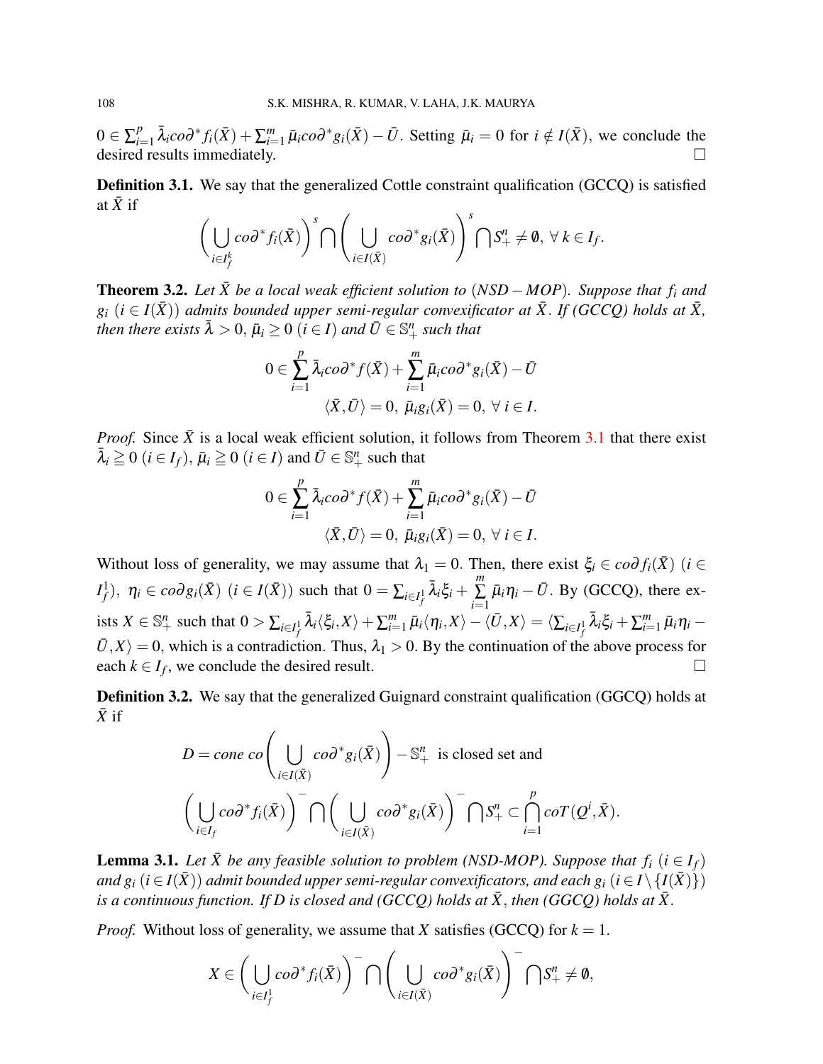$0 \in \sum_{i=1}^{p} \bar{\lambda}_i co\partial^* f_i(\bar{X}) + \sum_{i=1}^{m} \bar{\mu}_i co\partial^* g_i(\bar{X}) - \bar{U}$. Setting $\bar{\mu}_i = 0$ for $i \notin I(\bar{X})$, we conclude the desired results immediately. $\square$

**Definition 3.1.** We say that the generalized Cottle constraint qualification (GCCQ) is satisfied at $\bar{X}$ if

$$\left( \bigcup_{i \in I_f^k} co\partial^* f_i(\bar{X}) \right)^s \bigcap \left( \bigcup_{i \in I(\bar{X})} co\partial^* g_i(\bar{X}) \right)^s \bigcap S_+^n \neq \emptyset, \ \forall \ k \in I_f.$$

**Theorem 3.2.** *Let $\bar{X}$ be a local weak efficient solution to $(NSD-MOP)$. Suppose that $f_i$ and $g_i$ $(i \in I(\bar{X}))$ admits bounded upper semi-regular convexificator at $\bar{X}$. If (GCCQ) holds at $\bar{X}$, then there exists $\bar{\lambda} > 0$, $\bar{\mu}_i \geq 0$ $(i \in I)$ and $\bar{U} \in \mathbb{S}_+^n$ such that*

$$0 \in \sum_{i=1}^{p} \bar{\lambda}_i co\partial^* f(\bar{X}) + \sum_{i=1}^{m} \bar{\mu}_i co\partial^* g_i(\bar{X}) - \bar{U}$$
$$\langle \bar{X}, \bar{U} \rangle = 0, \ \bar{\mu}_i g_i(\bar{X}) = 0, \ \forall \ i \in I.$$

*Proof.* Since $\bar{X}$ is a local weak efficient solution, it follows from Theorem 3.1 that there exist $\bar{\lambda}_i \geqq 0$ $(i \in I_f)$, $\bar{\mu}_i \geqq 0$ $(i \in I)$ and $\bar{U} \in \mathbb{S}_+^n$ such that

$$0 \in \sum_{i=1}^{p} \bar{\lambda}_i co\partial^* f(\bar{X}) + \sum_{i=1}^{m} \bar{\mu}_i co\partial^* g_i(\bar{X}) - \bar{U}$$
$$\langle \bar{X}, \bar{U} \rangle = 0, \ \bar{\mu}_i g_i(\bar{X}) = 0, \ \forall \ i \in I.$$

Without loss of generality, we may assume that $\lambda_1 = 0$. Then, there exist $\xi_i \in co\partial f_i(\bar{X})$ $(i \in I_f^1)$, $\eta_i \in co\partial g_i(\bar{X})$ $(i \in I(\bar{X}))$ such that $0 = \sum_{i \in I_f^1} \bar{\lambda}_i \xi_i + \sum_{i=1}^{m} \bar{\mu}_i \eta_i - \bar{U}$. By (GCCQ), there exists $X \in \mathbb{S}_+^n$ such that $0 > \sum_{i \in I_f^1} \bar{\lambda}_i \langle \xi_i, X \rangle + \sum_{i=1}^{m} \bar{\mu}_i \langle \eta_i, X \rangle - \langle \bar{U}, X \rangle = \langle \sum_{i \in I_f^1} \bar{\lambda}_i \xi_i + \sum_{i=1}^{m} \bar{\mu}_i \eta_i - \bar{U}, X \rangle = 0$, which is a contradiction. Thus, $\lambda_1 > 0$. By the continuation of the above process for each $k \in I_f$, we conclude the desired result. $\square$

**Definition 3.2.** We say that the generalized Guignard constraint qualification (GGCQ) holds at $\bar{X}$ if

$$D = cone\ co\left( \bigcup_{i \in I(\bar{X})} co\partial^* g_i(\bar{X}) \right) - \mathbb{S}_+^n \ \text{ is closed set and}$$

$$\left( \bigcup_{i \in I_f} co\partial^* f_i(\bar{X}) \right)^- \bigcap \left( \bigcup_{i \in I(\bar{X})} co\partial^* g_i(\bar{X}) \right)^- \bigcap S_+^n \subset \bigcap_{i=1}^{p} coT(Q^i, \bar{X}).$$

**Lemma 3.1.** *Let $\bar{X}$ be any feasible solution to problem (NSD-MOP). Suppose that $f_i$ $(i \in I_f)$ and $g_i$ $(i \in I(\bar{X}))$ admit bounded upper semi-regular convexificators, and each $g_i$ $(i \in I \setminus \{I(\bar{X})\})$ is a continuous function. If D is closed and (GCCQ) holds at $\bar{X}$, then (GGCQ) holds at $\bar{X}$.*

*Proof.* Without loss of generality, we assume that $X$ satisfies (GCCQ) for $k = 1$.

$$X \in \left( \bigcup_{i \in I_f^1} co\partial^* f_i(\bar{X}) \right)^- \bigcap \left( \bigcup_{i \in I(\bar{X})} co\partial^* g_i(\bar{X}) \right)^- \bigcap S_+^n \neq \emptyset,$$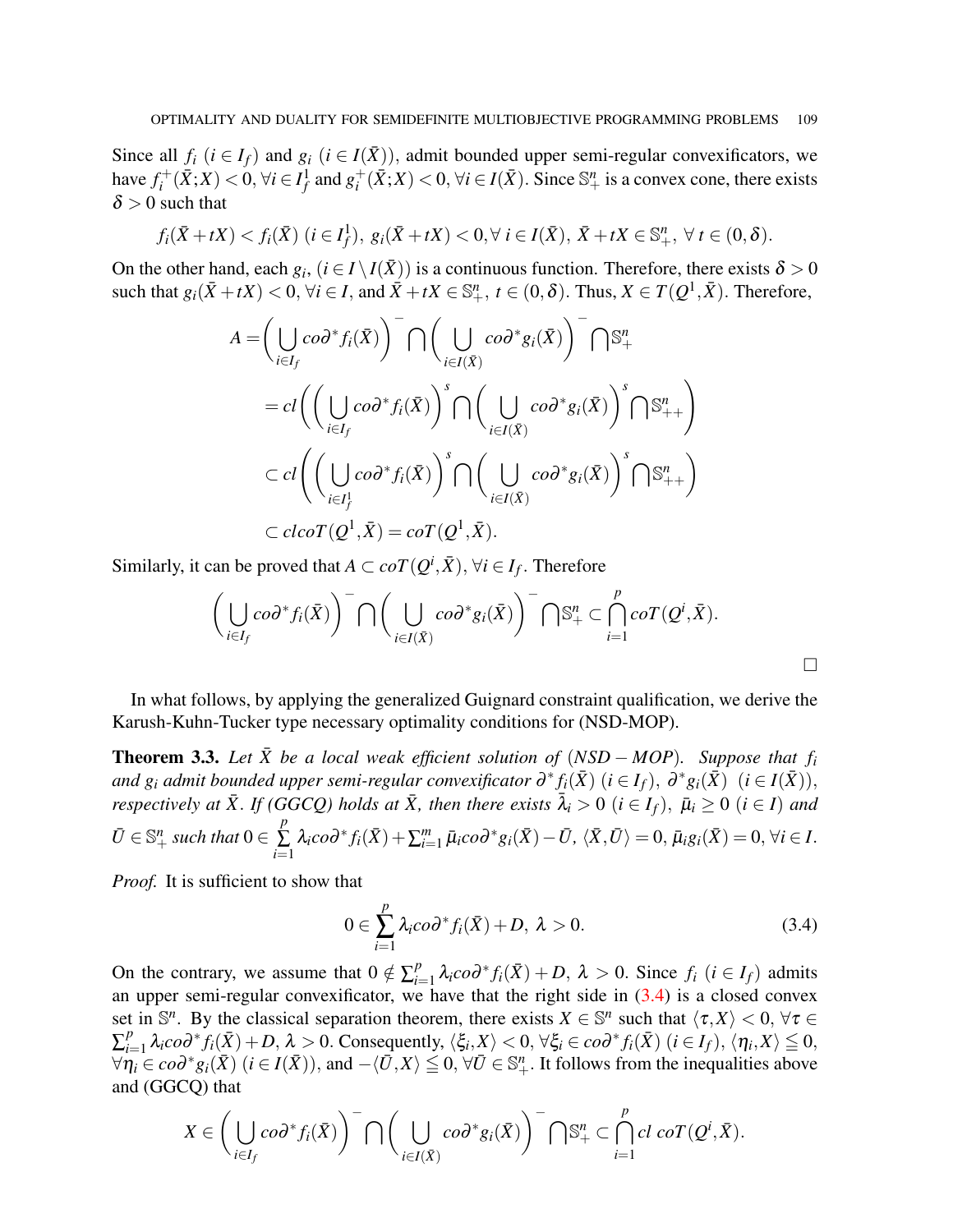Since all $f_i$ $(i \in I_f)$ and $g_i$ $(i \in I(\bar{X}))$, admit bounded upper semi-regular convexificators, we have $f_i^+(\bar{X};X) < 0, \forall i \in I_f^1$ and $g_i^+(\bar{X};X) < 0, \forall i \in I(\bar{X})$. Since $\mathbb{S}_+^n$ is a convex cone, there exists $\delta > 0$ such that

$$f_i(\bar{X}+tX) < f_i(\bar{X})\ (i \in I_f^1),\ g_i(\bar{X}+tX) < 0, \forall\ i \in I(\bar{X}),\ \bar{X}+tX \in \mathbb{S}_+^n,\ \forall\ t \in (0,\delta).$$

On the other hand, each $g_i$, $(i \in I \setminus I(\bar{X}))$ is a continuous function. Therefore, there exists $\delta > 0$ such that $g_i(\bar{X}+tX) < 0$, $\forall i \in I$, and $\bar{X}+tX \in \mathbb{S}_+^n$, $t \in (0,\delta)$. Thus, $X \in T(Q^1,\bar{X})$. Therefore,

$$\begin{aligned}
A &= \Bigg(\bigcup_{i\in I_f} co\partial^* f_i(\bar{X})\Bigg)^- \bigcap \Bigg(\bigcup_{i\in I(\bar{X})} co\partial^* g_i(\bar{X})\Bigg)^- \bigcap \mathbb{S}_+^n \\
&= cl\Bigg(\Bigg(\bigcup_{i\in I_f} co\partial^* f_i(\bar{X})\Bigg)^s \bigcap \Bigg(\bigcup_{i\in I(\bar{X})} co\partial^* g_i(\bar{X})\Bigg)^s \bigcap \mathbb{S}_{++}^n\Bigg) \\
&\subset cl\Bigg(\Bigg(\bigcup_{i\in I_f^1} co\partial^* f_i(\bar{X})\Bigg)^s \bigcap \Bigg(\bigcup_{i\in I(\bar{X})} co\partial^* g_i(\bar{X})\Bigg)^s \bigcap \mathbb{S}_{++}^n\Bigg) \\
&\subset clcoT(Q^1,\bar{X}) = coT(Q^1,\bar{X}).
\end{aligned}$$

Similarly, it can be proved that $A \subset coT(Q^i,\bar{X})$, $\forall i \in I_f$. Therefore

$$\Bigg(\bigcup_{i\in I_f} co\partial^* f_i(\bar{X})\Bigg)^- \bigcap \Bigg(\bigcup_{i\in I(\bar{X})} co\partial^* g_i(\bar{X})\Bigg)^- \bigcap \mathbb{S}_+^n \subset \bigcap_{i=1}^p coT(Q^i,\bar{X}).$$

□

In what follows, by applying the generalized Guignard constraint qualification, we derive the Karush-Kuhn-Tucker type necessary optimality conditions for (NSD-MOP).

**Theorem 3.3.** *Let $\bar{X}$ be a local weak efficient solution of $(NSD-MOP)$. Suppose that $f_i$ and $g_i$ admit bounded upper semi-regular convexificator $\partial^* f_i(\bar{X})$ $(i \in I_f)$, $\partial^* g_i(\bar{X})$ $(i \in I(\bar{X}))$, respectively at $\bar{X}$. If (GGCQ) holds at $\bar{X}$, then there exists $\bar{\lambda}_i > 0$ $(i \in I_f)$, $\bar{\mu}_i \geq 0$ $(i \in I)$ and $\bar{U} \in \mathbb{S}_+^n$ such that $0 \in \sum_{i=1}^p \lambda_i co\partial^* f_i(\bar{X}) + \sum_{i=1}^m \bar{\mu}_i co\partial^* g_i(\bar{X}) - \bar{U}$, $\langle \bar{X}, \bar{U}\rangle = 0$, $\bar{\mu}_i g_i(\bar{X}) = 0$, $\forall i \in I$.*

*Proof.* It is sufficient to show that

$$0 \in \sum_{i=1}^p \lambda_i co\partial^* f_i(\bar{X}) + D,\ \lambda > 0. \tag{3.4}$$

On the contrary, we assume that $0 \notin \sum_{i=1}^p \lambda_i co\partial^* f_i(\bar{X}) + D$, $\lambda > 0$. Since $f_i$ $(i \in I_f)$ admits an upper semi-regular convexificator, we have that the right side in (3.4) is a closed convex set in $\mathbb{S}^n$. By the classical separation theorem, there exists $X \in \mathbb{S}^n$ such that $\langle \tau, X\rangle < 0$, $\forall \tau \in \sum_{i=1}^p \lambda_i co\partial^* f_i(\bar{X}) + D$, $\lambda > 0$. Consequently, $\langle \xi_i, X\rangle < 0$, $\forall \xi_i \in co\partial^* f_i(\bar{X})$ $(i \in I_f)$, $\langle \eta_i, X\rangle \leqq 0$, $\forall \eta_i \in co\partial^* g_i(\bar{X})$ $(i \in I(\bar{X}))$, and $-\langle \bar{U}, X\rangle \leqq 0$, $\forall \bar{U} \in \mathbb{S}_+^n$. It follows from the inequalities above and (GGCQ) that

$$X \in \Bigg(\bigcup_{i\in I_f} co\partial^* f_i(\bar{X})\Bigg)^- \bigcap \Bigg(\bigcup_{i\in I(\bar{X})} co\partial^* g_i(\bar{X})\Bigg)^- \bigcap \mathbb{S}_+^n \subset \bigcap_{i=1}^p cl\ coT(Q^i,\bar{X}).$$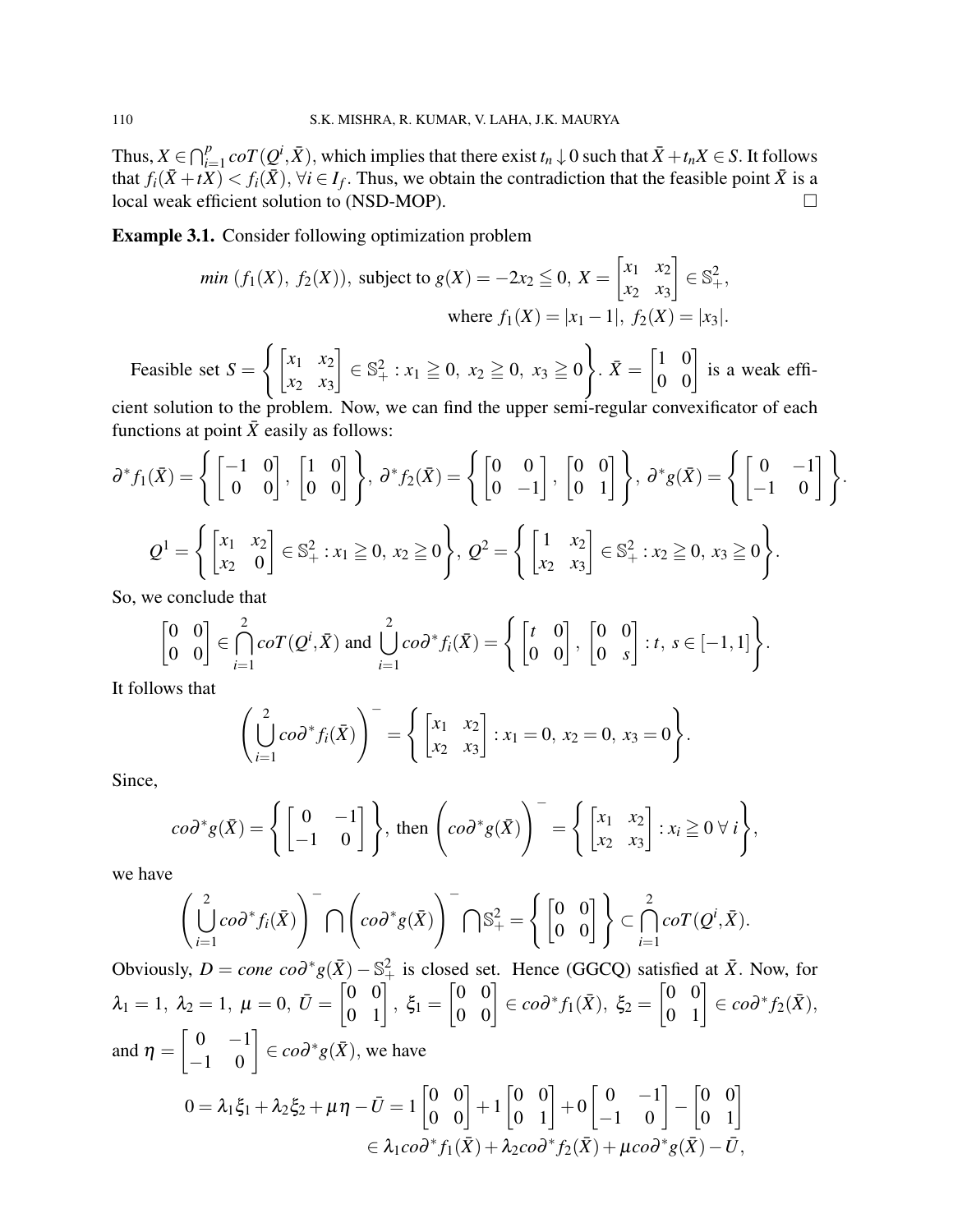Thus, $X \in \bigcap_{i=1}^{p} coT(Q^i, \bar{X})$, which implies that there exist $t_n \downarrow 0$ such that $\bar{X} + t_n X \in S$. It follows that $f_i(\bar{X} + tX) < f_i(\bar{X})$, $\forall i \in I_f$. Thus, we obtain the contradiction that the feasible point $\bar{X}$ is a local weak efficient solution to (NSD-MOP). $\square$

**Example 3.1.** Consider following optimization problem

$$
min \ (f_1(X),\ f_2(X)),\ \text{subject to } g(X) = -2x_2 \leqq 0,\ X = \begin{bmatrix} x_1 & x_2 \\ x_2 & x_3 \end{bmatrix} \in \mathbb{S}^2_+,
$$
$$
\text{where } f_1(X) = |x_1 - 1|,\ f_2(X) = |x_3|.
$$

Feasible set $S = \left\{ \begin{bmatrix} x_1 & x_2 \\ x_2 & x_3 \end{bmatrix} \in \mathbb{S}^2_+ : x_1 \geqq 0,\ x_2 \geqq 0,\ x_3 \geqq 0 \right\}$. $\bar{X} = \begin{bmatrix} 1 & 0 \\ 0 & 0 \end{bmatrix}$ is a weak efficient solution to the problem. Now, we can find the upper semi-regular convexificator of each functions at point $\bar{X}$ easily as follows:

$$
\partial^* f_1(\bar{X}) = \left\{ \begin{bmatrix} -1 & 0 \\ 0 & 0 \end{bmatrix}, \begin{bmatrix} 1 & 0 \\ 0 & 0 \end{bmatrix} \right\},\ \partial^* f_2(\bar{X}) = \left\{ \begin{bmatrix} 0 & 0 \\ 0 & -1 \end{bmatrix}, \begin{bmatrix} 0 & 0 \\ 0 & 1 \end{bmatrix} \right\},\ \partial^* g(\bar{X}) = \left\{ \begin{bmatrix} 0 & -1 \\ -1 & 0 \end{bmatrix} \right\}.
$$

$$
Q^1 = \left\{ \begin{bmatrix} x_1 & x_2 \\ x_2 & 0 \end{bmatrix} \in \mathbb{S}^2_+ : x_1 \geqq 0,\ x_2 \geqq 0 \right\},\ Q^2 = \left\{ \begin{bmatrix} 1 & x_2 \\ x_2 & x_3 \end{bmatrix} \in \mathbb{S}^2_+ : x_2 \geqq 0,\ x_3 \geqq 0 \right\}.
$$

So, we conclude that

$$
\begin{bmatrix} 0 & 0 \\ 0 & 0 \end{bmatrix} \in \bigcap_{i=1}^{2} coT(Q^i, \bar{X}) \text{ and } \bigcup_{i=1}^{2} co\partial^* f_i(\bar{X}) = \left\{ \begin{bmatrix} t & 0 \\ 0 & 0 \end{bmatrix}, \begin{bmatrix} 0 & 0 \\ 0 & s \end{bmatrix} : t,\ s \in [-1, 1] \right\}.
$$

It follows that

$$
\left( \bigcup_{i=1}^{2} co\partial^* f_i(\bar{X}) \right)^{-} = \left\{ \begin{bmatrix} x_1 & x_2 \\ x_2 & x_3 \end{bmatrix} : x_1 = 0,\ x_2 = 0,\ x_3 = 0 \right\}.
$$

Since,

$$
co\partial^* g(\bar{X}) = \left\{ \begin{bmatrix} 0 & -1 \\ -1 & 0 \end{bmatrix} \right\},\ \text{then } \left( co\partial^* g(\bar{X}) \right)^{-} = \left\{ \begin{bmatrix} x_1 & x_2 \\ x_2 & x_3 \end{bmatrix} : x_i \geqq 0\ \forall\, i \right\},
$$

we have

$$
\left( \bigcup_{i=1}^{2} co\partial^* f_i(\bar{X}) \right)^{-} \bigcap \left( co\partial^* g(\bar{X}) \right)^{-} \bigcap \mathbb{S}^2_+ = \left\{ \begin{bmatrix} 0 & 0 \\ 0 & 0 \end{bmatrix} \right\} \subset \bigcap_{i=1}^{2} coT(Q^i, \bar{X}).
$$

Obviously, $D = cone\ co\partial^* g(\bar{X}) - \mathbb{S}^2_+$ is closed set. Hence (GGCQ) satisfied at $\bar{X}$. Now, for $\lambda_1 = 1,\ \lambda_2 = 1,\ \mu = 0,\ \bar{U} = \begin{bmatrix} 0 & 0 \\ 0 & 1 \end{bmatrix},\ \xi_1 = \begin{bmatrix} 0 & 0 \\ 0 & 0 \end{bmatrix} \in co\partial^* f_1(\bar{X}),\ \xi_2 = \begin{bmatrix} 0 & 0 \\ 0 & 1 \end{bmatrix} \in co\partial^* f_2(\bar{X})$, and $\eta = \begin{bmatrix} 0 & -1 \\ -1 & 0 \end{bmatrix} \in co\partial^* g(\bar{X})$, we have

$$
\begin{aligned}
0 = \lambda_1 \xi_1 + \lambda_2 \xi_2 + \mu \eta - \bar{U} &= 1 \begin{bmatrix} 0 & 0 \\ 0 & 0 \end{bmatrix} + 1 \begin{bmatrix} 0 & 0 \\ 0 & 1 \end{bmatrix} + 0 \begin{bmatrix} 0 & -1 \\ -1 & 0 \end{bmatrix} - \begin{bmatrix} 0 & 0 \\ 0 & 1 \end{bmatrix} \\
&\in \lambda_1 co\partial^* f_1(\bar{X}) + \lambda_2 co\partial^* f_2(\bar{X}) + \mu co\partial^* g(\bar{X}) - \bar{U},
\end{aligned}
$$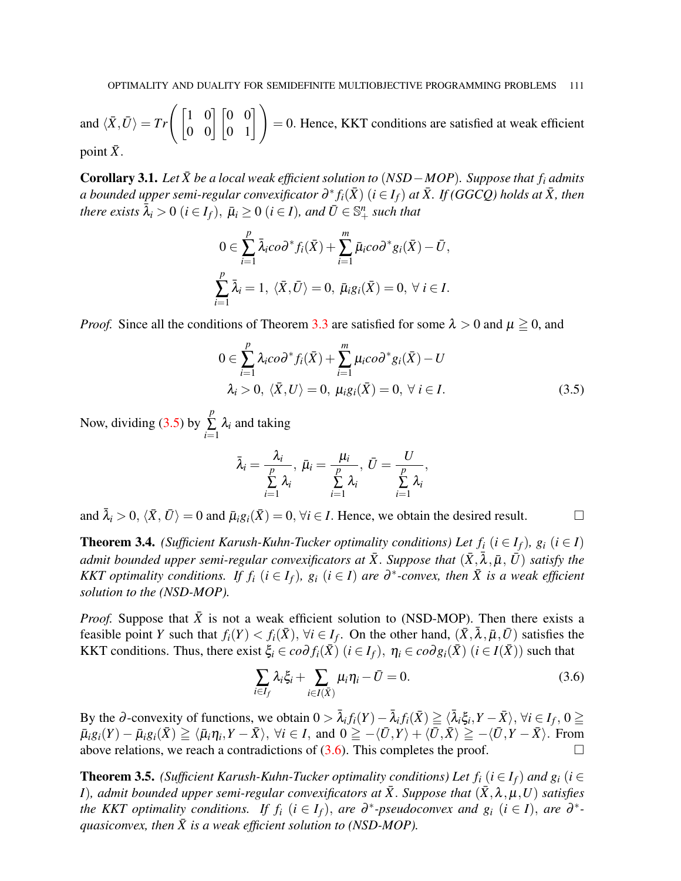and $\langle \bar{X}, \bar{U} \rangle = Tr\left( \begin{bmatrix} 1 & 0 \\ 0 & 0 \end{bmatrix} \begin{bmatrix} 0 & 0 \\ 0 & 1 \end{bmatrix} \right) = 0$. Hence, KKT conditions are satisfied at weak efficient point $\bar{X}$.

**Corollary 3.1.** *Let $\bar{X}$ be a local weak efficient solution to $(NSD-MOP)$. Suppose that $f_i$ admits a bounded upper semi-regular convexificator $\partial^* f_i(\bar{X})$ $(i \in I_f)$ at $\bar{X}$. If (GGCQ) holds at $\bar{X}$, then there exists $\bar{\lambda}_i > 0$ $(i \in I_f)$, $\bar{\mu}_i \geq 0$ $(i \in I)$, and $\bar{U} \in \mathbb{S}^n_+$ such that*

$$0 \in \sum_{i=1}^{p} \bar{\lambda}_i co\partial^* f_i(\bar{X}) + \sum_{i=1}^{m} \bar{\mu}_i co\partial^* g_i(\bar{X}) - \bar{U},$$

$$\sum_{i=1}^{p} \bar{\lambda}_i = 1, \ \langle \bar{X}, \bar{U} \rangle = 0, \ \bar{\mu}_i g_i(\bar{X}) = 0, \ \forall \ i \in I.$$

*Proof.* Since all the conditions of Theorem 3.3 are satisfied for some $\lambda > 0$ and $\mu \geqq 0$, and

$$0 \in \sum_{i=1}^{p} \lambda_i co\partial^* f_i(\bar{X}) + \sum_{i=1}^{m} \mu_i co\partial^* g_i(\bar{X}) - U$$
$$\lambda_i > 0, \ \langle \bar{X}, U \rangle = 0, \ \mu_i g_i(\bar{X}) = 0, \ \forall \ i \in I. \tag{3.5}$$

Now, dividing (3.5) by $\sum_{i=1}^{p} \lambda_i$ and taking

$$\bar{\lambda}_i = \frac{\lambda_i}{\sum_{i=1}^{p} \lambda_i}, \ \bar{\mu}_i = \frac{\mu_i}{\sum_{i=1}^{p} \lambda_i}, \ \bar{U} = \frac{U}{\sum_{i=1}^{p} \lambda_i},$$

and $\bar{\lambda}_i > 0$, $\langle \bar{X}, \bar{U} \rangle = 0$ and $\bar{\mu}_i g_i(\bar{X}) = 0$, $\forall i \in I$. Hence, we obtain the desired result. □

**Theorem 3.4.** *(Sufficient Karush-Kuhn-Tucker optimality conditions) Let $f_i$ $(i \in I_f)$, $g_i$ $(i \in I)$ admit bounded upper semi-regular convexificators at $\bar{X}$. Suppose that $(\bar{X}, \bar{\lambda}, \bar{\mu}, \bar{U})$ satisfy the KKT optimality conditions. If $f_i$ $(i \in I_f)$, $g_i$ $(i \in I)$ are $\partial^*$-convex, then $\bar{X}$ is a weak efficient solution to the (NSD-MOP).*

*Proof.* Suppose that $\bar{X}$ is not a weak efficient solution to (NSD-MOP). Then there exists a feasible point $Y$ such that $f_i(Y) < f_i(\bar{X})$, $\forall i \in I_f$. On the other hand, $(\bar{X}, \bar{\lambda}, \bar{\mu}, \bar{U})$ satisfies the KKT conditions. Thus, there exist $\xi_i \in co\partial f_i(\bar{X})$ $(i \in I_f)$, $\eta_i \in co\partial g_i(\bar{X})$ $(i \in I(\bar{X}))$ such that

$$\sum_{i \in I_f} \lambda_i \xi_i + \sum_{i \in I(\bar{X})} \mu_i \eta_i - \bar{U} = 0. \tag{3.6}$$

By the $\partial$-convexity of functions, we obtain $0 > \bar{\lambda}_i f_i(Y) - \bar{\lambda}_i f_i(\bar{X}) \geqq \langle \bar{\lambda}_i \xi_i, Y - \bar{X} \rangle$, $\forall i \in I_f$, $0 \geqq \bar{\mu}_i g_i(Y) - \bar{\mu}_i g_i(\bar{X}) \geqq \langle \bar{\mu}_i \eta_i, Y - \bar{X} \rangle$, $\forall i \in I$, and $0 \geqq -\langle \bar{U}, Y \rangle + \langle \bar{U}, \bar{X} \rangle \geqq -\langle \bar{U}, Y - \bar{X} \rangle$. From above relations, we reach a contradictions of (3.6). This completes the proof. □

**Theorem 3.5.** *(Sufficient Karush-Kuhn-Tucker optimality conditions) Let $f_i$ $(i \in I_f)$ and $g_i$ $(i \in I)$, admit bounded upper semi-regular convexificators at $\bar{X}$. Suppose that $(\bar{X}, \lambda, \mu, U)$ satisfies the KKT optimality conditions. If $f_i$ $(i \in I_f)$, are $\partial^*$-pseudoconvex and $g_i$ $(i \in I)$, are $\partial^*$-quasiconvex, then $\bar{X}$ is a weak efficient solution to (NSD-MOP).*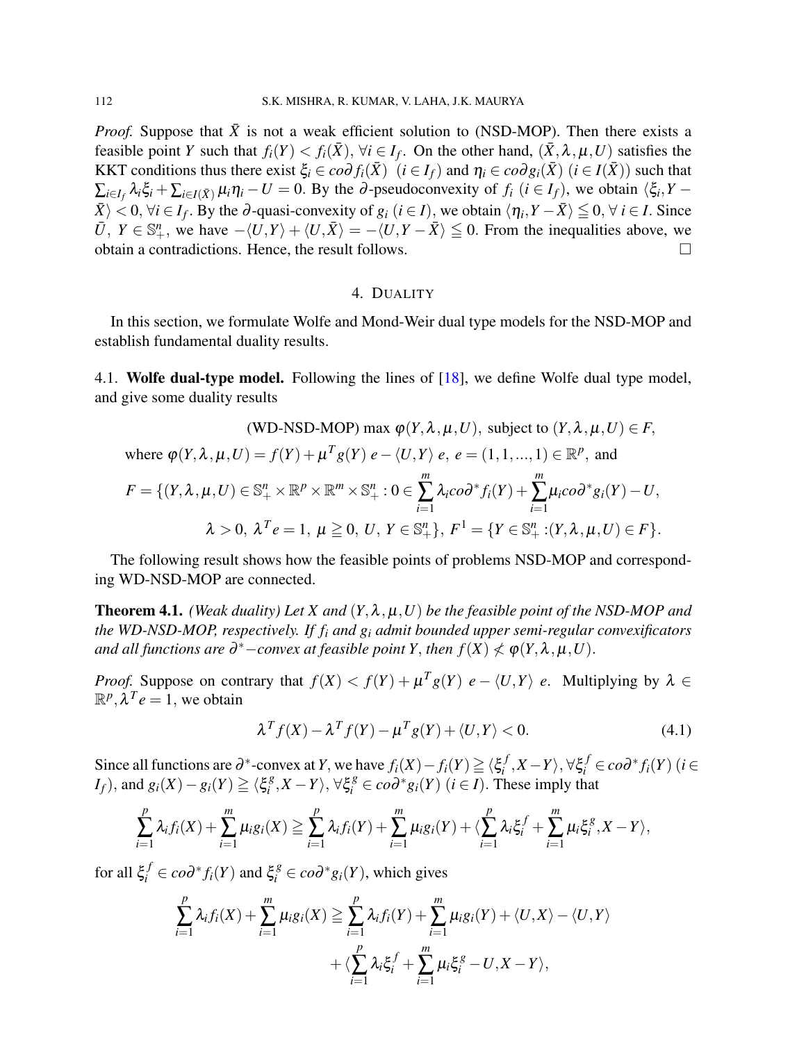*Proof.* Suppose that $\bar{X}$ is not a weak efficient solution to (NSD-MOP). Then there exists a feasible point $Y$ such that $f_i(Y) < f_i(\bar{X})$, $\forall i \in I_f$. On the other hand, $(\bar{X}, \lambda, \mu, U)$ satisfies the KKT conditions thus there exist $\xi_i \in co\partial f_i(\bar{X})$ $(i \in I_f)$ and $\eta_i \in co\partial g_i(\bar{X})$ $(i \in I(\bar{X}))$ such that $\sum_{i \in I_f} \lambda_i \xi_i + \sum_{i \in I(\bar{X})} \mu_i \eta_i - U = 0$. By the $\partial$-pseudoconvexity of $f_i$ $(i \in I_f)$, we obtain $\langle \xi_i, Y - \bar{X} \rangle < 0$, $\forall i \in I_f$. By the $\partial$-quasi-convexity of $g_i$ $(i \in I)$, we obtain $\langle \eta_i, Y - \bar{X} \rangle \leqq 0$, $\forall\, i \in I$. Since $\bar{U}$, $Y \in \mathbb{S}^n_+$, we have $-\langle U, Y \rangle + \langle U, \bar{X} \rangle = -\langle U, Y - \bar{X} \rangle \leqq 0$. From the inequalities above, we obtain a contradictions. Hence, the result follows. $\square$

## 4. Duality

In this section, we formulate Wolfe and Mond-Weir dual type models for the NSD-MOP and establish fundamental duality results.

### 4.1. **Wolfe dual-type model.**

Following the lines of [18], we define Wolfe dual type model, and give some duality results

$$\text{(WD-NSD-MOP)} \max\ \varphi(Y, \lambda, \mu, U), \text{ subject to } (Y, \lambda, \mu, U) \in F,$$

where $\varphi(Y, \lambda, \mu, U) = f(Y) + \mu^T g(Y)\ e - \langle U, Y \rangle\ e$, $e = (1, 1, ..., 1) \in \mathbb{R}^p$, and

$$F = \{(Y, \lambda, \mu, U) \in \mathbb{S}^n_+ \times \mathbb{R}^p \times \mathbb{R}^m \times \mathbb{S}^n_+ : 0 \in \sum_{i=1}^{m} \lambda_i co\partial^* f_i(Y) + \sum_{i=1}^{m} \mu_i co\partial^* g_i(Y) - U,$$

$$\lambda > 0,\ \lambda^T e = 1,\ \mu \geqq 0,\ U,\ Y \in \mathbb{S}^n_+\},\ F^1 = \{Y \in \mathbb{S}^n_+ : (Y, \lambda, \mu, U) \in F\}.$$

The following result shows how the feasible points of problems NSD-MOP and corresponding WD-NSD-MOP are connected.

**Theorem 4.1.** *(Weak duality) Let $X$ and $(Y, \lambda, \mu, U)$ be the feasible point of the NSD-MOP and the WD-NSD-MOP, respectively. If $f_i$ and $g_i$ admit bounded upper semi-regular convexificators and all functions are $\partial^*$-convex at feasible point $Y$, then $f(X) \not< \varphi(Y, \lambda, \mu, U)$.*

*Proof.* Suppose on contrary that $f(X) < f(Y) + \mu^T g(Y)\ e - \langle U, Y \rangle\ e$. Multiplying by $\lambda \in \mathbb{R}^p, \lambda^T e = 1$, we obtain

$$\lambda^T f(X) - \lambda^T f(Y) - \mu^T g(Y) + \langle U, Y \rangle < 0. \tag{4.1}$$

Since all functions are $\partial^*$-convex at $Y$, we have $f_i(X) - f_i(Y) \geqq \langle \xi_i^f, X - Y \rangle$, $\forall \xi_i^f \in co\partial^* f_i(Y)$ $(i \in I_f)$, and $g_i(X) - g_i(Y) \geqq \langle \xi_i^g, X - Y \rangle$, $\forall \xi_i^g \in co\partial^* g_i(Y)$ $(i \in I)$. These imply that

$$\sum_{i=1}^{p} \lambda_i f_i(X) + \sum_{i=1}^{m} \mu_i g_i(X) \geqq \sum_{i=1}^{p} \lambda_i f_i(Y) + \sum_{i=1}^{m} \mu_i g_i(Y) + \langle \sum_{i=1}^{p} \lambda_i \xi_i^f + \sum_{i=1}^{m} \mu_i \xi_i^g, X - Y \rangle,$$

for all $\xi_i^f \in co\partial^* f_i(Y)$ and $\xi_i^g \in co\partial^* g_i(Y)$, which gives

$$\sum_{i=1}^{p} \lambda_i f_i(X) + \sum_{i=1}^{m} \mu_i g_i(X) \geqq \sum_{i=1}^{p} \lambda_i f_i(Y) + \sum_{i=1}^{m} \mu_i g_i(Y) + \langle U, X \rangle - \langle U, Y \rangle$$
$$+ \langle \sum_{i=1}^{p} \lambda_i \xi_i^f + \sum_{i=1}^{m} \mu_i \xi_i^g - U, X - Y \rangle,$$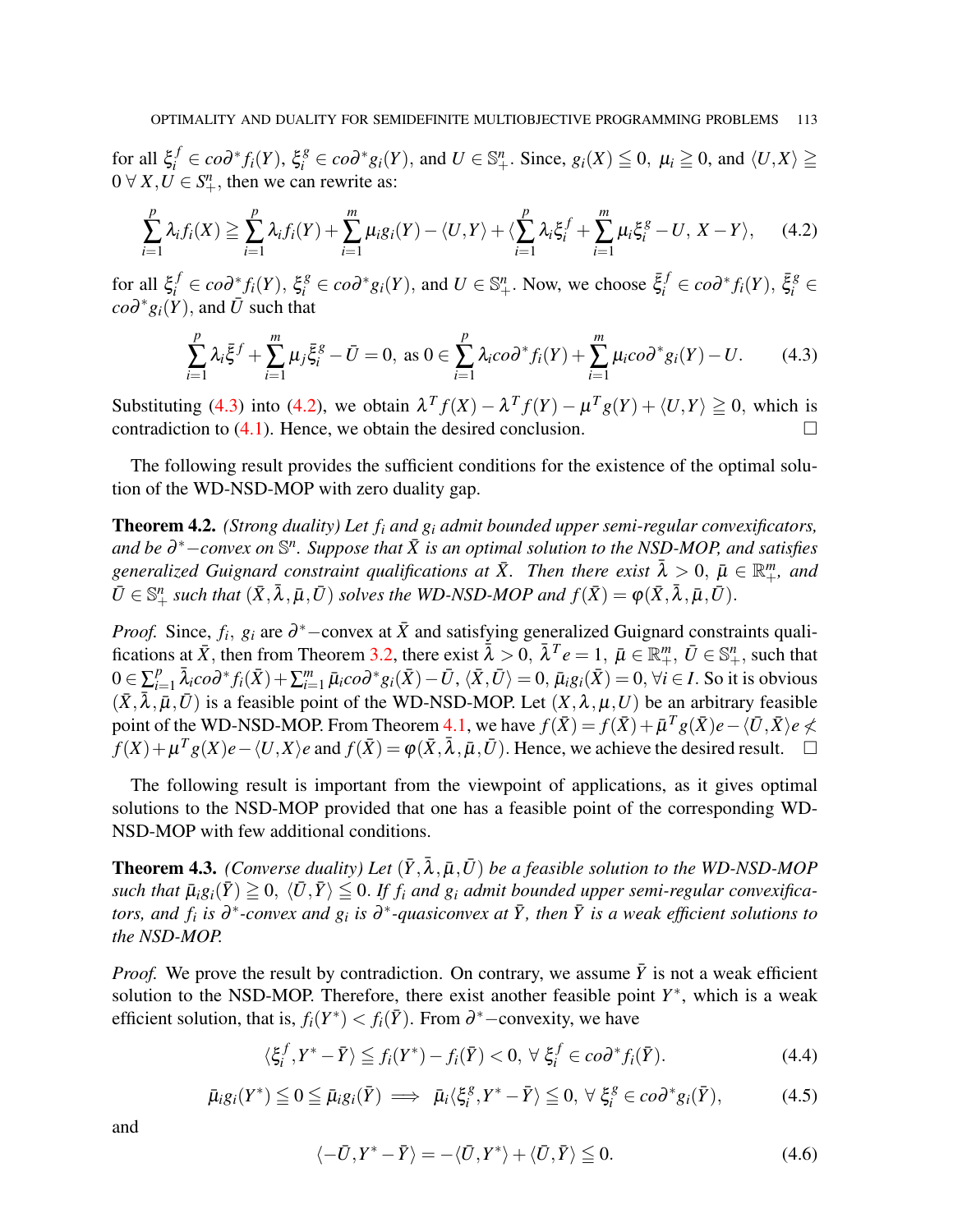for all $\xi_i^f \in co\partial^* f_i(Y)$, $\xi_i^g \in co\partial^* g_i(Y)$, and $U \in \mathbb{S}_+^n$. Since, $g_i(X) \leqq 0$, $\mu_i \geqq 0$, and $\langle U, X\rangle \geqq 0 \; \forall \, X, U \in S_+^n$, then we can rewrite as:

$$\sum_{i=1}^{p} \lambda_i f_i(X) \geqq \sum_{i=1}^{p} \lambda_i f_i(Y) + \sum_{i=1}^{m} \mu_i g_i(Y) - \langle U, Y\rangle + \langle \sum_{i=1}^{p} \lambda_i \xi_i^f + \sum_{i=1}^{m} \mu_i \xi_i^g - U, \, X - Y\rangle, \tag{4.2}$$

for all $\xi_i^f \in co\partial^* f_i(Y)$, $\xi_i^g \in co\partial^* g_i(Y)$, and $U \in \mathbb{S}_+^n$. Now, we choose $\bar{\xi}_i^f \in co\partial^* f_i(Y)$, $\bar{\xi}_i^g \in co\partial^* g_i(Y)$, and $\bar{U}$ such that

$$\sum_{i=1}^{p} \lambda_i \bar{\xi}^f + \sum_{i=1}^{m} \mu_j \bar{\xi}_i^g - \bar{U} = 0, \text{ as } 0 \in \sum_{i=1}^{p} \lambda_i co\partial^* f_i(Y) + \sum_{i=1}^{m} \mu_i co\partial^* g_i(Y) - U. \tag{4.3}$$

Substituting (4.3) into (4.2), we obtain $\lambda^T f(X) - \lambda^T f(Y) - \mu^T g(Y) + \langle U, Y\rangle \geqq 0$, which is contradiction to (4.1). Hence, we obtain the desired conclusion. □

The following result provides the sufficient conditions for the existence of the optimal solution of the WD-NSD-MOP with zero duality gap.

**Theorem 4.2.** *(Strong duality) Let $f_i$ and $g_i$ admit bounded upper semi-regular convexificators, and be $\partial^*$−convex on $\mathbb{S}^n$. Suppose that $\bar{X}$ is an optimal solution to the NSD-MOP, and satisfies generalized Guignard constraint qualifications at $\bar{X}$. Then there exist $\bar{\lambda} > 0$, $\bar{\mu} \in \mathbb{R}_+^m$, and $\bar{U} \in \mathbb{S}_+^n$ such that $(\bar{X}, \bar{\lambda}, \bar{\mu}, \bar{U})$ solves the WD-NSD-MOP and $f(\bar{X}) = \varphi(\bar{X}, \bar{\lambda}, \bar{\mu}, \bar{U})$.*

*Proof.* Since, $f_i$, $g_i$ are $\partial^*$−convex at $\bar{X}$ and satisfying generalized Guignard constraints qualifications at $\bar{X}$, then from Theorem 3.2, there exist $\bar{\lambda} > 0$, $\bar{\lambda}^T e = 1$, $\bar{\mu} \in \mathbb{R}_+^m$, $\bar{U} \in \mathbb{S}_+^n$, such that $0 \in \sum_{i=1}^{p} \bar{\lambda}_i co\partial^* f_i(\bar{X}) + \sum_{i=1}^{m} \bar{\mu}_i co\partial^* g_i(\bar{X}) - \bar{U}$, $\langle \bar{X}, \bar{U}\rangle = 0$, $\bar{\mu}_i g_i(\bar{X}) = 0, \forall i \in I$. So it is obvious $(\bar{X}, \bar{\lambda}, \bar{\mu}, \bar{U})$ is a feasible point of the WD-NSD-MOP. Let $(X, \lambda, \mu, U)$ be an arbitrary feasible point of the WD-NSD-MOP. From Theorem 4.1, we have $f(\bar{X}) = f(\bar{X}) + \bar{\mu}^T g(\bar{X})e - \langle \bar{U}, \bar{X}\rangle e \not< f(X) + \mu^T g(X)e - \langle U, X\rangle e$ and $f(\bar{X}) = \varphi(\bar{X}, \bar{\lambda}, \bar{\mu}, \bar{U})$. Hence, we achieve the desired result. □

The following result is important from the viewpoint of applications, as it gives optimal solutions to the NSD-MOP provided that one has a feasible point of the corresponding WD-NSD-MOP with few additional conditions.

**Theorem 4.3.** *(Converse duality) Let $(\bar{Y}, \bar{\lambda}, \bar{\mu}, \bar{U})$ be a feasible solution to the WD-NSD-MOP such that $\bar{\mu}_i g_i(\bar{Y}) \geqq 0$, $\langle \bar{U}, \bar{Y}\rangle \leqq 0$. If $f_i$ and $g_i$ admit bounded upper semi-regular convexificators, and $f_i$ is $\partial^*$-convex and $g_i$ is $\partial^*$-quasiconvex at $\bar{Y}$, then $\bar{Y}$ is a weak efficient solutions to the NSD-MOP.*

*Proof.* We prove the result by contradiction. On contrary, we assume $\bar{Y}$ is not a weak efficient solution to the NSD-MOP. Therefore, there exist another feasible point $Y^*$, which is a weak efficient solution, that is, $f_i(Y^*) < f_i(\bar{Y})$. From $\partial^*$−convexity, we have

$$\langle \xi_i^f, Y^* - \bar{Y}\rangle \leqq f_i(Y^*) - f_i(\bar{Y}) < 0, \; \forall \, \xi_i^f \in co\partial^* f_i(\bar{Y}). \tag{4.4}$$

$$\bar{\mu}_i g_i(Y^*) \leqq 0 \leqq \bar{\mu}_i g_i(\bar{Y}) \implies \bar{\mu}_i \langle \xi_i^g, Y^* - \bar{Y}\rangle \leqq 0, \; \forall \, \xi_i^g \in co\partial^* g_i(\bar{Y}), \tag{4.5}$$

and

$$\langle -\bar{U}, Y^* - \bar{Y}\rangle = -\langle \bar{U}, Y^*\rangle + \langle \bar{U}, \bar{Y}\rangle \leqq 0. \tag{4.6}$$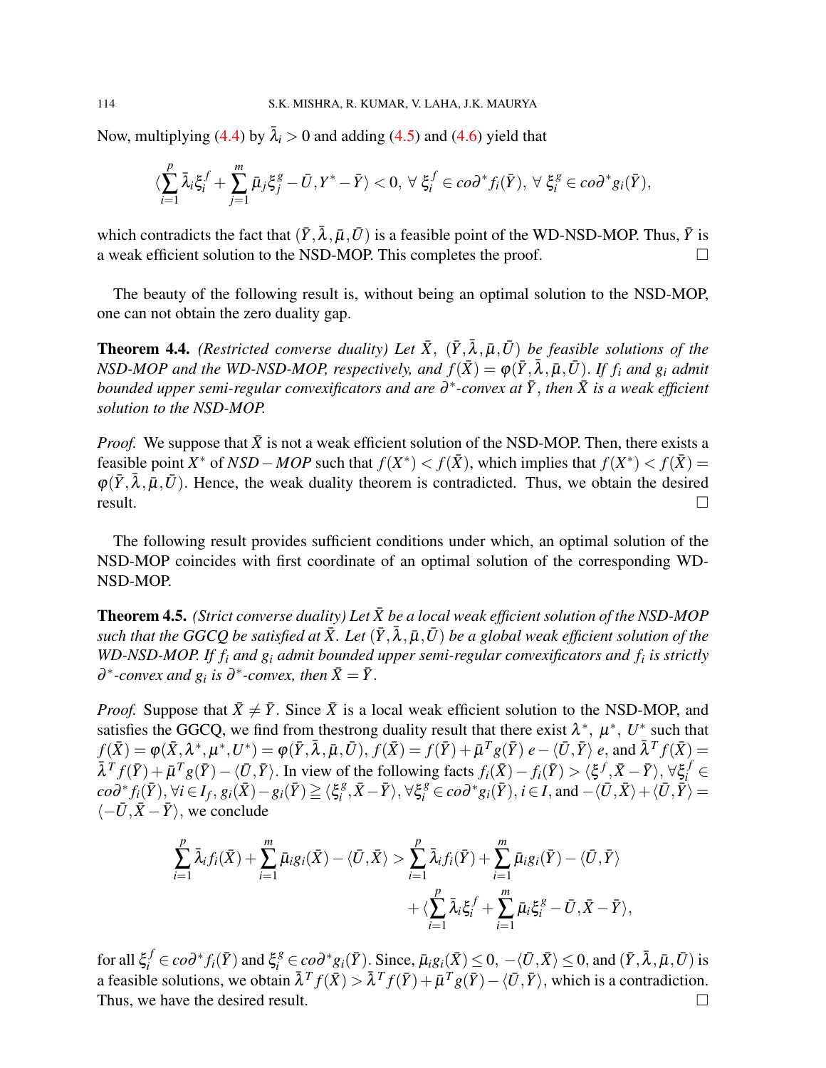Now, multiplying (4.4) by $\bar{\lambda}_i > 0$ and adding (4.5) and (4.6) yield that

$$\langle \sum_{i=1}^{p} \bar{\lambda}_i \xi_i^f + \sum_{j=1}^{m} \bar{\mu}_j \xi_j^g - \bar{U}, Y^* - \bar{Y} \rangle < 0, \ \forall \ \xi_i^f \in co\partial^* f_i(\bar{Y}), \ \forall \ \xi_i^g \in co\partial^* g_i(\bar{Y}),$$

which contradicts the fact that $(\bar{Y}, \bar{\lambda}, \bar{\mu}, \bar{U})$ is a feasible point of the WD-NSD-MOP. Thus, $\bar{Y}$ is a weak efficient solution to the NSD-MOP. This completes the proof. $\square$

The beauty of the following result is, without being an optimal solution to the NSD-MOP, one can not obtain the zero duality gap.

**Theorem 4.4.** *(Restricted converse duality) Let $\bar{X}$, $(\bar{Y}, \bar{\lambda}, \bar{\mu}, \bar{U})$ be feasible solutions of the NSD-MOP and the WD-NSD-MOP, respectively, and $f(\bar{X}) = \varphi(\bar{Y}, \bar{\lambda}, \bar{\mu}, \bar{U})$. If $f_i$ and $g_i$ admit bounded upper semi-regular convexificators and are $\partial^*$-convex at $\bar{Y}$, then $\bar{X}$ is a weak efficient solution to the NSD-MOP.*

*Proof.* We suppose that $\bar{X}$ is not a weak efficient solution of the NSD-MOP. Then, there exists a feasible point $X^*$ of $NSD-MOP$ such that $f(X^*) < f(\bar{X})$, which implies that $f(X^*) < f(\bar{X}) = \varphi(\bar{Y}, \bar{\lambda}, \bar{\mu}, \bar{U})$. Hence, the weak duality theorem is contradicted. Thus, we obtain the desired result. $\square$

The following result provides sufficient conditions under which, an optimal solution of the NSD-MOP coincides with first coordinate of an optimal solution of the corresponding WD-NSD-MOP.

**Theorem 4.5.** *(Strict converse duality) Let $\bar{X}$ be a local weak efficient solution of the NSD-MOP such that the GGCQ be satisfied at $\bar{X}$. Let $(\bar{Y}, \bar{\lambda}, \bar{\mu}, \bar{U})$ be a global weak efficient solution of the WD-NSD-MOP. If $f_i$ and $g_i$ admit bounded upper semi-regular convexificators and $f_i$ is strictly $\partial^*$-convex and $g_i$ is $\partial^*$-convex, then $\bar{X} = \bar{Y}$.*

*Proof.* Suppose that $\bar{X} \neq \bar{Y}$. Since $\bar{X}$ is a local weak efficient solution to the NSD-MOP, and satisfies the GGCQ, we find from thestrong duality result that there exist $\lambda^*$, $\mu^*$, $U^*$ such that $f(\bar{X}) = \varphi(\bar{X}, \lambda^*, \mu^*, U^*) = \varphi(\bar{Y}, \bar{\lambda}, \bar{\mu}, \bar{U})$, $f(\bar{X}) = f(\bar{Y}) + \bar{\mu}^T g(\bar{Y})\, e - \langle \bar{U}, \bar{Y} \rangle\, e$, and $\bar{\lambda}^T f(\bar{X}) = \bar{\lambda}^T f(\bar{Y}) + \bar{\mu}^T g(\bar{Y}) - \langle \bar{U}, \bar{Y} \rangle$. In view of the following facts $f_i(\bar{X}) - f_i(\bar{Y}) > \langle \xi^f, \bar{X} - \bar{Y} \rangle, \forall \xi_i^f \in co\partial^* f_i(\bar{Y}), \forall i \in I_f$, $g_i(\bar{X}) - g_i(\bar{Y}) \geqq \langle \xi_i^g, \bar{X} - \bar{Y} \rangle, \forall \xi_i^g \in co\partial^* g_i(\bar{Y}), i \in I$, and $-\langle \bar{U}, \bar{X} \rangle + \langle \bar{U}, \bar{Y} \rangle = \langle -\bar{U}, \bar{X} - \bar{Y} \rangle$, we conclude

$$\sum_{i=1}^{p} \bar{\lambda}_i f_i(\bar{X}) + \sum_{i=1}^{m} \bar{\mu}_i g_i(\bar{X}) - \langle \bar{U}, \bar{X} \rangle > \sum_{i=1}^{p} \bar{\lambda}_i f_i(\bar{Y}) + \sum_{i=1}^{m} \bar{\mu}_i g_i(\bar{Y}) - \langle \bar{U}, \bar{Y} \rangle + \langle \sum_{i=1}^{p} \bar{\lambda}_i \xi_i^f + \sum_{i=1}^{m} \bar{\mu}_i \xi_i^g - \bar{U}, \bar{X} - \bar{Y} \rangle,$$

for all $\xi_i^f \in co\partial^* f_i(\bar{Y})$ and $\xi_i^g \in co\partial^* g_i(\bar{Y})$. Since, $\bar{\mu}_i g_i(\bar{X}) \leq 0$, $-\langle \bar{U}, \bar{X} \rangle \leq 0$, and $(\bar{Y}, \bar{\lambda}, \bar{\mu}, \bar{U})$ is a feasible solutions, we obtain $\bar{\lambda}^T f(\bar{X}) > \bar{\lambda}^T f(\bar{Y}) + \bar{\mu}^T g(\bar{Y}) - \langle \bar{U}, \bar{Y} \rangle$, which is a contradiction. Thus, we have the desired result. $\square$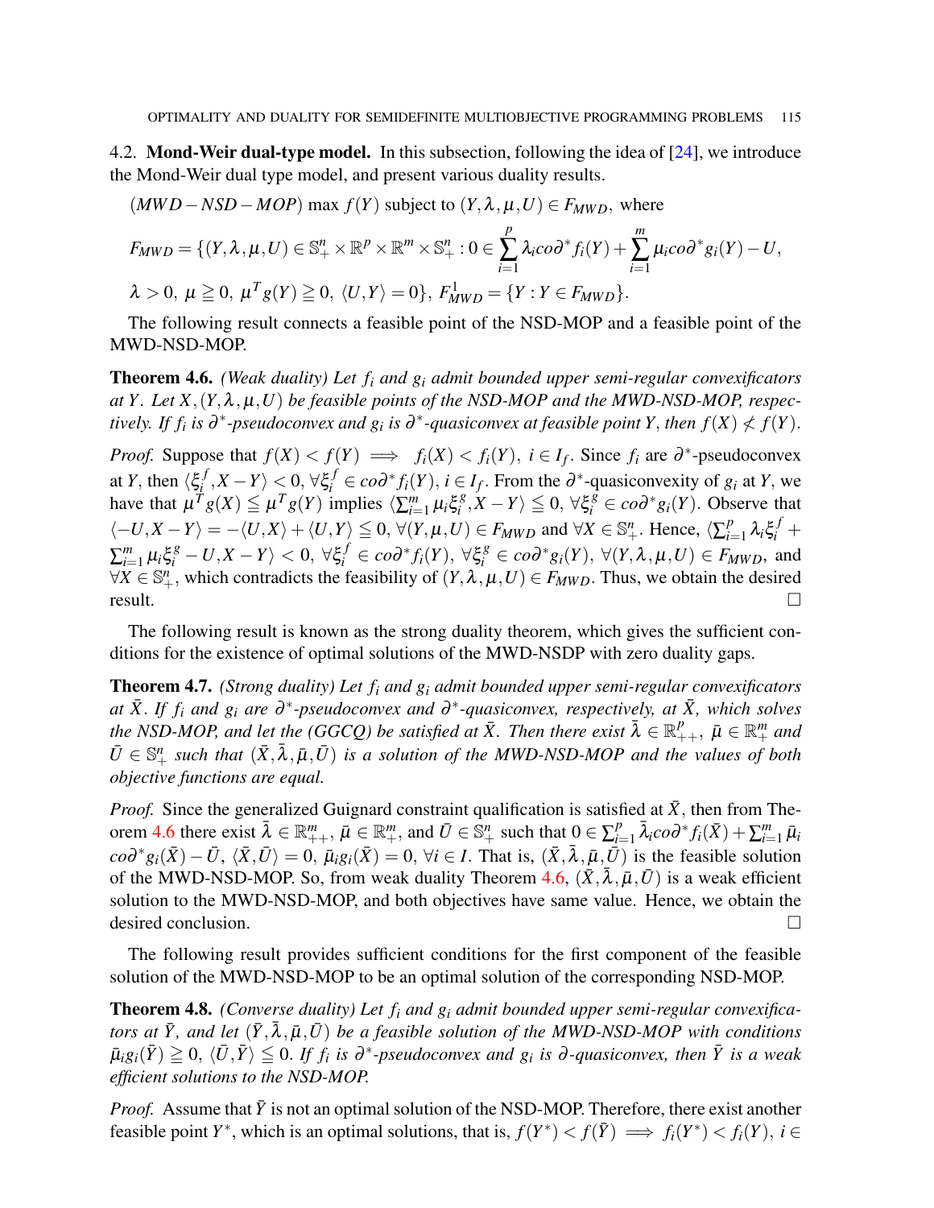### 4.2. **Mond-Weir dual-type model.**

In this subsection, following the idea of [24], we introduce the Mond-Weir dual type model, and present various duality results.

$(MWD-NSD-MOP)$ max $f(Y)$ subject to $(Y,\lambda,\mu,U) \in F_{MWD}$, where

$$F_{MWD} = \{(Y,\lambda,\mu,U) \in \mathbb{S}^n_+ \times \mathbb{R}^p \times \mathbb{R}^m \times \mathbb{S}^n_+ : 0 \in \sum_{i=1}^{p} \lambda_i co\partial^* f_i(Y) + \sum_{i=1}^{m} \mu_i co\partial^* g_i(Y) - U,$$

$$\lambda > 0,\ \mu \geqq 0,\ \mu^T g(Y) \geqq 0,\ \langle U,Y\rangle = 0\},\ F^1_{MWD} = \{Y : Y \in F_{MWD}\}.$$

The following result connects a feasible point of the NSD-MOP and a feasible point of the MWD-NSD-MOP.

**Theorem 4.6.** *(Weak duality) Let $f_i$ and $g_i$ admit bounded upper semi-regular convexificators at $Y$. Let $X,(Y,\lambda,\mu,U)$ be feasible points of the NSD-MOP and the MWD-NSD-MOP, respectively. If $f_i$ is $\partial^*$-pseudoconvex and $g_i$ is $\partial^*$-quasiconvex at feasible point $Y$, then $f(X) \nless f(Y)$.*

*Proof.* Suppose that $f(X) < f(Y) \implies f_i(X) < f_i(Y),\ i \in I_f$. Since $f_i$ are $\partial^*$-pseudoconvex at $Y$, then $\langle \xi_i^f, X-Y\rangle < 0,\ \forall \xi_i^f \in co\partial^* f_i(Y),\ i \in I_f$. From the $\partial^*$-quasiconvexity of $g_i$ at $Y$, we have that $\mu^T g(X) \leqq \mu^T g(Y)$ implies $\langle \sum_{i=1}^m \mu_i \xi_i^g, X-Y\rangle \leqq 0,\ \forall \xi_i^g \in co\partial^* g_i(Y)$. Observe that $\langle -U, X-Y\rangle = -\langle U,X\rangle + \langle U,Y\rangle \leqq 0,\ \forall (Y,\mu,U) \in F_{MWD}$ and $\forall X \in \mathbb{S}^n_+$. Hence, $\langle \sum_{i=1}^p \lambda_i \xi_i^f + \sum_{i=1}^m \mu_i \xi_i^g - U, X-Y\rangle < 0,\ \forall \xi_i^f \in co\partial^* f_i(Y),\ \forall \xi_i^g \in co\partial^* g_i(Y),\ \forall (Y,\lambda,\mu,U) \in F_{MWD}$, and $\forall X \in \mathbb{S}^n_+$, which contradicts the feasibility of $(Y,\lambda,\mu,U) \in F_{MWD}$. Thus, we obtain the desired result. □

The following result is known as the strong duality theorem, which gives the sufficient conditions for the existence of optimal solutions of the MWD-NSDP with zero duality gaps.

**Theorem 4.7.** *(Strong duality) Let $f_i$ and $g_i$ admit bounded upper semi-regular convexificators at $\bar{X}$. If $f_i$ and $g_i$ are $\partial^*$-pseudoconvex and $\partial^*$-quasiconvex, respectively, at $\bar{X}$, which solves the NSD-MOP, and let the (GGCQ) be satisfied at $\bar{X}$. Then there exist $\bar{\lambda} \in \mathbb{R}^p_{++},\ \bar{\mu} \in \mathbb{R}^m_+$ and $\bar{U} \in \mathbb{S}^n_+$ such that $(\bar{X},\bar{\lambda},\bar{\mu},\bar{U})$ is a solution of the MWD-NSD-MOP and the values of both objective functions are equal.*

*Proof.* Since the generalized Guignard constraint qualification is satisfied at $\bar{X}$, then from Theorem 4.6 there exist $\bar{\lambda} \in \mathbb{R}^m_{++},\ \bar{\mu} \in \mathbb{R}^m_+$, and $\bar{U} \in \mathbb{S}^n_+$ such that $0 \in \sum_{i=1}^p \bar{\lambda}_i co\partial^* f_i(\bar{X}) + \sum_{i=1}^m \bar{\mu}_i co\partial^* g_i(\bar{X}) - \bar{U},\ \langle \bar{X},\bar{U}\rangle = 0,\ \bar{\mu}_i g_i(\bar{X}) = 0,\ \forall i \in I$. That is, $(\bar{X},\bar{\lambda},\bar{\mu},\bar{U})$ is the feasible solution of the MWD-NSD-MOP. So, from weak duality Theorem 4.6, $(\bar{X},\bar{\lambda},\bar{\mu},\bar{U})$ is a weak efficient solution to the MWD-NSD-MOP, and both objectives have same value. Hence, we obtain the desired conclusion. □

The following result provides sufficient conditions for the first component of the feasible solution of the MWD-NSD-MOP to be an optimal solution of the corresponding NSD-MOP.

**Theorem 4.8.** *(Converse duality) Let $f_i$ and $g_i$ admit bounded upper semi-regular convexificators at $\bar{Y}$, and let $(\bar{Y},\bar{\lambda},\bar{\mu},\bar{U})$ be a feasible solution of the MWD-NSD-MOP with conditions $\bar{\mu}_i g_i(\bar{Y}) \geqq 0,\ \langle \bar{U},\bar{Y}\rangle \leqq 0$. If $f_i$ is $\partial^*$-pseudoconvex and $g_i$ is $\partial$-quasiconvex, then $\bar{Y}$ is a weak efficient solutions to the NSD-MOP.*

*Proof.* Assume that $\bar{Y}$ is not an optimal solution of the NSD-MOP. Therefore, there exist another feasible point $Y^*$, which is an optimal solutions, that is, $f(Y^*) < f(\bar{Y}) \implies f_i(Y^*) < f_i(Y),\ i \in$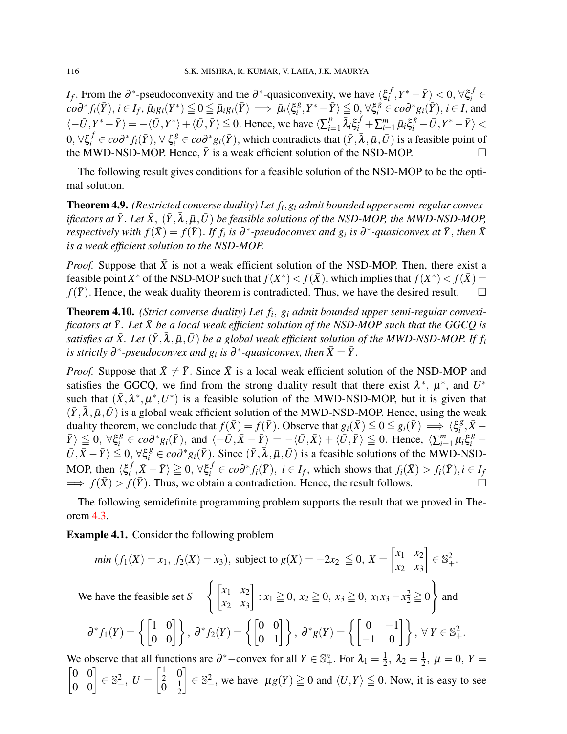$I_f$. From the $\partial^*$-pseudoconvexity and the $\partial^*$-quasiconvexity, we have $\langle \xi_i^f, Y^* - \bar{Y} \rangle < 0, \forall \xi_i^f \in co\partial^* f_i(\bar{Y}), i \in I_f, \bar{\mu}_i g_i(Y^*) \leqq 0 \leqq \bar{\mu}_i g_i(\bar{Y}) \implies \bar{\mu}_i \langle \xi_i^g, Y^* - \bar{Y} \rangle \leqq 0, \forall \xi_i^g \in co\partial^* g_i(\bar{Y}), i \in I$, and $\langle -\bar{U}, Y^* - \bar{Y} \rangle = -\langle \bar{U}, Y^* \rangle + \langle \bar{U}, \bar{Y} \rangle \leqq 0$. Hence, we have $\langle \sum_{i=1}^{p} \bar{\lambda}_i \xi_i^f + \sum_{i=1}^{m} \bar{\mu}_i \xi_i^g - \bar{U}, Y^* - \bar{Y} \rangle < 0, \forall \xi_i^f \in co\partial^* f_i(\bar{Y}), \forall\ \xi_i^g \in co\partial^* g_i(\bar{Y})$, which contradicts that $(\bar{Y}, \bar{\lambda}, \bar{\mu}, \bar{U})$ is a feasible point of the MWD-NSD-MOP. Hence, $\bar{Y}$ is a weak efficient solution of the NSD-MOP. □

The following result gives conditions for a feasible solution of the NSD-MOP to be the optimal solution.

**Theorem 4.9.** *(Restricted converse duality) Let $f_i, g_i$ admit bounded upper semi-regular convexificators at $\bar{Y}$. Let $\bar{X}$, $(\bar{Y}, \bar{\lambda}, \bar{\mu}, \bar{U})$ be feasible solutions of the NSD-MOP, the MWD-NSD-MOP, respectively with $f(\bar{X}) = f(\bar{Y})$. If $f_i$ is $\partial^*$-pseudoconvex and $g_i$ is $\partial^*$-quasiconvex at $\bar{Y}$, then $\bar{X}$ is a weak efficient solution to the NSD-MOP.*

*Proof.* Suppose that $\bar{X}$ is not a weak efficient solution of the NSD-MOP. Then, there exist a feasible point $X^*$ of the NSD-MOP such that $f(X^*) < f(\bar{X})$, which implies that $f(X^*) < f(\bar{X}) = f(\bar{Y})$. Hence, the weak duality theorem is contradicted. Thus, we have the desired result. □

**Theorem 4.10.** *(Strict converse duality) Let $f_i$, $g_i$ admit bounded upper semi-regular convexificators at $\bar{Y}$. Let $\bar{X}$ be a local weak efficient solution of the NSD-MOP such that the GGCQ is satisfies at $\bar{X}$. Let $(\bar{Y}, \bar{\lambda}, \bar{\mu}, \bar{U})$ be a global weak efficient solution of the MWD-NSD-MOP. If $f_i$ is strictly $\partial^*$-pseudoconvex and $g_i$ is $\partial^*$-quasiconvex, then $\bar{X} = \bar{Y}$.*

*Proof.* Suppose that $\bar{X} \neq \bar{Y}$. Since $\bar{X}$ is a local weak efficient solution of the NSD-MOP and satisfies the GGCQ, we find from the strong duality result that there exist $\lambda^*$, $\mu^*$, and $U^*$ such that $(\bar{X}, \lambda^*, \mu^*, U^*)$ is a feasible solution of the MWD-NSD-MOP, but it is given that $(\bar{Y}, \bar{\lambda}, \bar{\mu}, \bar{U})$ is a global weak efficient solution of the MWD-NSD-MOP. Hence, using the weak duality theorem, we conclude that $f(\bar{X}) = f(\bar{Y})$. Observe that $g_i(\bar{X}) \leqq 0 \leqq g_i(\bar{Y}) \implies \langle \xi_i^g, \bar{X} - \bar{Y} \rangle \leqq 0$, $\forall \xi_i^g \in co\partial^* g_i(\bar{Y})$, and $\langle -\bar{U}, \bar{X} - \bar{Y} \rangle = -\langle \bar{U}, \bar{X} \rangle + \langle \bar{U}, \bar{Y} \rangle \leqq 0$. Hence, $\langle \sum_{i=1}^{m} \bar{\mu}_i \xi_i^g - \bar{U}, \bar{X} - \bar{Y} \rangle \leqq 0, \forall \xi_i^g \in co\partial^* g_i(\bar{Y})$. Since $(\bar{Y}, \bar{\lambda}, \bar{\mu}, \bar{U})$ is a feasible solutions of the MWD-NSD-MOP, then $\langle \xi_i^f, \bar{X} - \bar{Y} \rangle \geqq 0, \forall \xi_i^f \in co\partial^* f_i(\bar{Y}),\ i \in I_f$, which shows that $f_i(\bar{X}) > f_i(\bar{Y}), i \in I_f$ $\implies f(\bar{X}) > f(\bar{Y})$. Thus, we obtain a contradiction. Hence, the result follows. □

The following semidefinite programming problem supports the result that we proved in Theorem 4.3.

**Example 4.1.** Consider the following problem

$$min\ (f_1(X) = x_1,\ f_2(X) = x_3), \text{ subject to } g(X) = -2x_2\ \leqq 0,\ X = \begin{bmatrix} x_1 & x_2 \\ x_2 & x_3 \end{bmatrix} \in \mathbb{S}_+^2.$$

We have the feasible set $S = \left\{ \begin{bmatrix} x_1 & x_2 \\ x_2 & x_3 \end{bmatrix} : x_1 \geqq 0,\ x_2 \geqq 0,\ x_3 \geqq 0,\ x_1 x_3 - x_2^2 \geqq 0 \right\}$ and

$$\partial^* f_1(Y) = \left\{ \begin{bmatrix} 1 & 0 \\ 0 & 0 \end{bmatrix} \right\},\ \partial^* f_2(Y) = \left\{ \begin{bmatrix} 0 & 0 \\ 0 & 1 \end{bmatrix} \right\},\ \partial^* g(Y) = \left\{ \begin{bmatrix} 0 & -1 \\ -1 & 0 \end{bmatrix} \right\},\ \forall\ Y \in \mathbb{S}_+^2.$$

We observe that all functions are $\partial^*$–convex for all $Y \in \mathbb{S}_+^n$. For $\lambda_1 = \frac{1}{2},\ \lambda_2 = \frac{1}{2},\ \mu = 0,\ Y = \begin{bmatrix} 0 & 0 \\ 0 & 0 \end{bmatrix} \in \mathbb{S}_+^2,\ U = \begin{bmatrix} \frac{1}{2} & 0 \\ 0 & \frac{1}{2} \end{bmatrix} \in \mathbb{S}_+^2$, we have $\ \mu g(Y) \geqq 0$ and $\langle U, Y \rangle \leqq 0$. Now, it is easy to see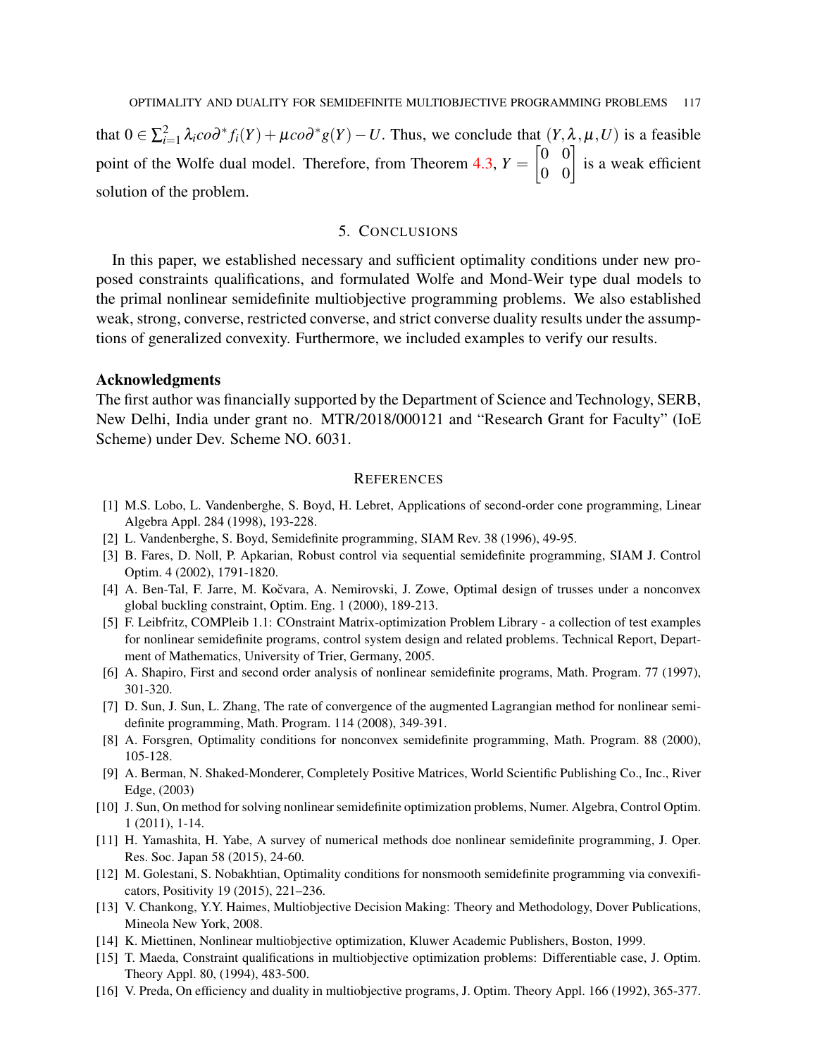that $0 \in \sum_{i=1}^{2} \lambda_i co\partial^* f_i(Y) + \mu co\partial^* g(Y) - U$. Thus, we conclude that $(Y, \lambda, \mu, U)$ is a feasible point of the Wolfe dual model. Therefore, from Theorem 4.3, $Y = \begin{bmatrix} 0 & 0 \\ 0 & 0 \end{bmatrix}$ is a weak efficient solution of the problem.

## 5. Conclusions

In this paper, we established necessary and sufficient optimality conditions under new proposed constraints qualifications, and formulated Wolfe and Mond-Weir type dual models to the primal nonlinear semidefinite multiobjective programming problems. We also established weak, strong, converse, restricted converse, and strict converse duality results under the assumptions of generalized convexity. Furthermore, we included examples to verify our results.

### Acknowledgments

The first author was financially supported by the Department of Science and Technology, SERB, New Delhi, India under grant no. MTR/2018/000121 and "Research Grant for Faculty" (IoE Scheme) under Dev. Scheme NO. 6031.

## References

[1] M.S. Lobo, L. Vandenberghe, S. Boyd, H. Lebret, Applications of second-order cone programming, Linear Algebra Appl. 284 (1998), 193-228.

[2] L. Vandenberghe, S. Boyd, Semidefinite programming, SIAM Rev. 38 (1996), 49-95.

[3] B. Fares, D. Noll, P. Apkarian, Robust control via sequential semidefinite programming, SIAM J. Control Optim. 4 (2002), 1791-1820.

[4] A. Ben-Tal, F. Jarre, M. Kočvara, A. Nemirovski, J. Zowe, Optimal design of trusses under a nonconvex global buckling constraint, Optim. Eng. 1 (2000), 189-213.

[5] F. Leibfritz, COMPleib 1.1: COnstraint Matrix-optimization Problem Library - a collection of test examples for nonlinear semidefinite programs, control system design and related problems. Technical Report, Department of Mathematics, University of Trier, Germany, 2005.

[6] A. Shapiro, First and second order analysis of nonlinear semidefinite programs, Math. Program. 77 (1997), 301-320.

[7] D. Sun, J. Sun, L. Zhang, The rate of convergence of the augmented Lagrangian method for nonlinear semidefinite programming, Math. Program. 114 (2008), 349-391.

[8] A. Forsgren, Optimality conditions for nonconvex semidefinite programming, Math. Program. 88 (2000), 105-128.

[9] A. Berman, N. Shaked-Monderer, Completely Positive Matrices, World Scientific Publishing Co., Inc., River Edge, (2003)

[10] J. Sun, On method for solving nonlinear semidefinite optimization problems, Numer. Algebra, Control Optim. 1 (2011), 1-14.

[11] H. Yamashita, H. Yabe, A survey of numerical methods doe nonlinear semidefinite programming, J. Oper. Res. Soc. Japan 58 (2015), 24-60.

[12] M. Golestani, S. Nobakhtian, Optimality conditions for nonsmooth semidefinite programming via convexificators, Positivity 19 (2015), 221–236.

[13] V. Chankong, Y.Y. Haimes, Multiobjective Decision Making: Theory and Methodology, Dover Publications, Mineola New York, 2008.

[14] K. Miettinen, Nonlinear multiobjective optimization, Kluwer Academic Publishers, Boston, 1999.

[15] T. Maeda, Constraint qualifications in multiobjective optimization problems: Differentiable case, J. Optim. Theory Appl. 80, (1994), 483-500.

[16] V. Preda, On efficiency and duality in multiobjective programs, J. Optim. Theory Appl. 166 (1992), 365-377.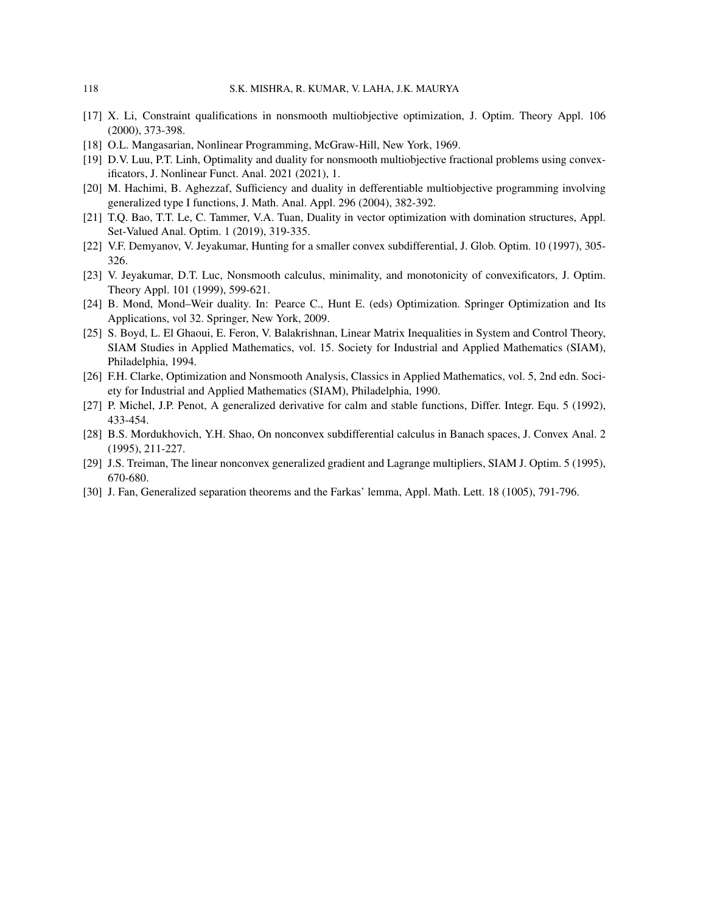[17] X. Li, Constraint qualifications in nonsmooth multiobjective optimization, J. Optim. Theory Appl. 106 (2000), 373-398.

[18] O.L. Mangasarian, Nonlinear Programming, McGraw-Hill, New York, 1969.

[19] D.V. Luu, P.T. Linh, Optimality and duality for nonsmooth multiobjective fractional problems using convexificators, J. Nonlinear Funct. Anal. 2021 (2021), 1.

[20] M. Hachimi, B. Aghezzaf, Sufficiency and duality in defferentiable multiobjective programming involving generalized type I functions, J. Math. Anal. Appl. 296 (2004), 382-392.

[21] T.Q. Bao, T.T. Le, C. Tammer, V.A. Tuan, Duality in vector optimization with domination structures, Appl. Set-Valued Anal. Optim. 1 (2019), 319-335.

[22] V.F. Demyanov, V. Jeyakumar, Hunting for a smaller convex subdifferential, J. Glob. Optim. 10 (1997), 305-326.

[23] V. Jeyakumar, D.T. Luc, Nonsmooth calculus, minimality, and monotonicity of convexificators, J. Optim. Theory Appl. 101 (1999), 599-621.

[24] B. Mond, Mond–Weir duality. In: Pearce C., Hunt E. (eds) Optimization. Springer Optimization and Its Applications, vol 32. Springer, New York, 2009.

[25] S. Boyd, L. El Ghaoui, E. Feron, V. Balakrishnan, Linear Matrix Inequalities in System and Control Theory, SIAM Studies in Applied Mathematics, vol. 15. Society for Industrial and Applied Mathematics (SIAM), Philadelphia, 1994.

[26] F.H. Clarke, Optimization and Nonsmooth Analysis, Classics in Applied Mathematics, vol. 5, 2nd edn. Society for Industrial and Applied Mathematics (SIAM), Philadelphia, 1990.

[27] P. Michel, J.P. Penot, A generalized derivative for calm and stable functions, Differ. Integr. Equ. 5 (1992), 433-454.

[28] B.S. Mordukhovich, Y.H. Shao, On nonconvex subdifferential calculus in Banach spaces, J. Convex Anal. 2 (1995), 211-227.

[29] J.S. Treiman, The linear nonconvex generalized gradient and Lagrange multipliers, SIAM J. Optim. 5 (1995), 670-680.

[30] J. Fan, Generalized separation theorems and the Farkas' lemma, Appl. Math. Lett. 18 (1005), 791-796.